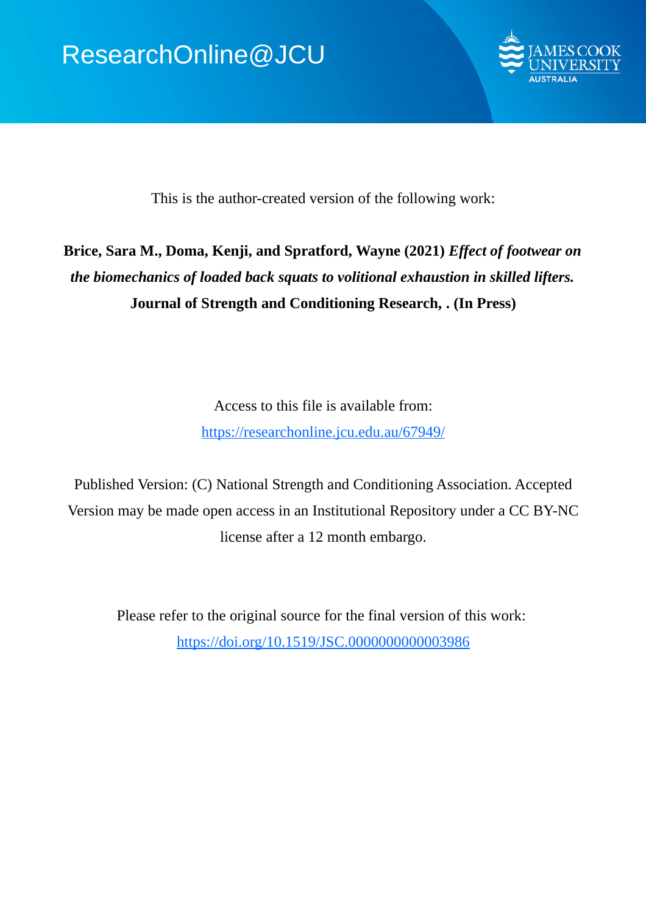ResearchOnline@JCU

This is the author-created version of the following work:

**Brice, Sara M., Doma, Kenji, and Spratford, Wayne (2021)** ***Effect of footwear on the biomechanics of loaded back squats to volitional exhaustion in skilled lifters.*** **Journal of Strength and Conditioning Research, . (In Press)**

Access to this file is available from:

https://researchonline.jcu.edu.au/67949/

Published Version: (C) National Strength and Conditioning Association. Accepted Version may be made open access in an Institutional Repository under a CC BY-NC license after a 12 month embargo.

Please refer to the original source for the final version of this work:

https://doi.org/10.1519/JSC.0000000000003986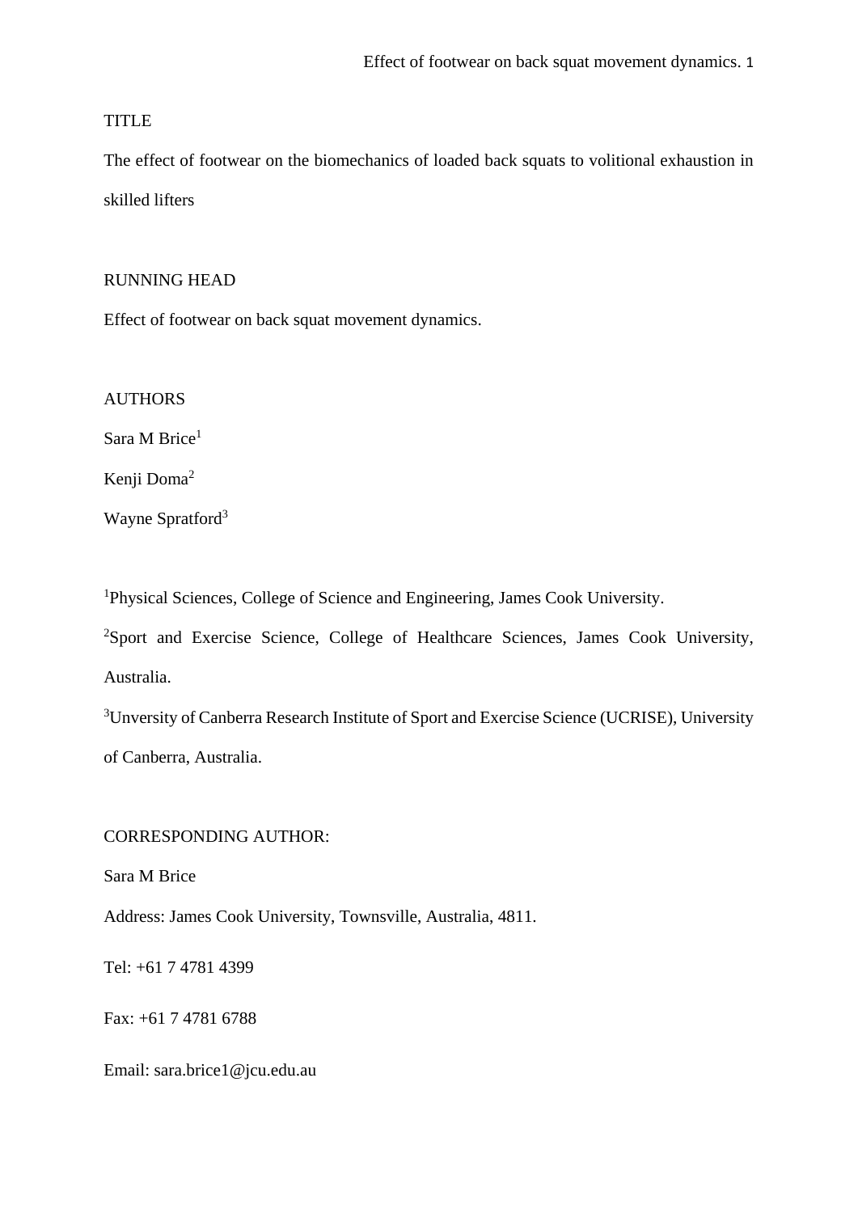TITLE

The effect of footwear on the biomechanics of loaded back squats to volitional exhaustion in skilled lifters

RUNNING HEAD

Effect of footwear on back squat movement dynamics.

AUTHORS

Sara M Brice[1]

Kenji Doma[2]

Wayne Spratford[3]

[1]Physical Sciences, College of Science and Engineering, James Cook University.

[2]Sport and Exercise Science, College of Healthcare Sciences, James Cook University, Australia.

[3]Unversity of Canberra Research Institute of Sport and Exercise Science (UCRISE), University of Canberra, Australia.

CORRESPONDING AUTHOR:

Sara M Brice

Address: James Cook University, Townsville, Australia, 4811.

Tel: +61 7 4781 4399

Fax: +61 7 4781 6788

Email: sara.brice1@jcu.edu.au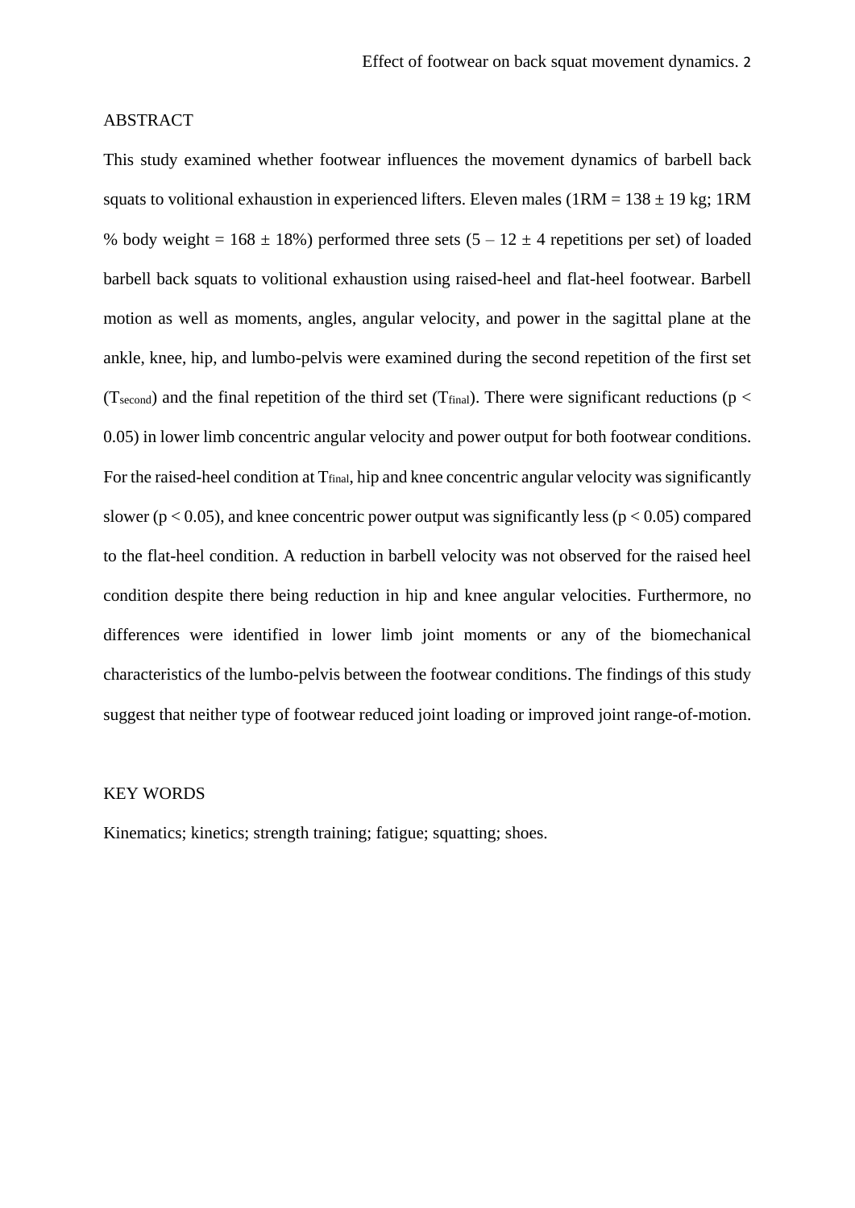## ABSTRACT

This study examined whether footwear influences the movement dynamics of barbell back squats to volitional exhaustion in experienced lifters. Eleven males (1RM = 138 ± 19 kg; 1RM % body weight = 168 ± 18%) performed three sets (5 – 12 ± 4 repetitions per set) of loaded barbell back squats to volitional exhaustion using raised-heel and flat-heel footwear. Barbell motion as well as moments, angles, angular velocity, and power in the sagittal plane at the ankle, knee, hip, and lumbo-pelvis were examined during the second repetition of the first set ($T_{second}$) and the final repetition of the third set ($T_{final}$). There were significant reductions ($p < 0.05$) in lower limb concentric angular velocity and power output for both footwear conditions. For the raised-heel condition at $T_{final}$, hip and knee concentric angular velocity was significantly slower ($p < 0.05$), and knee concentric power output was significantly less ($p < 0.05$) compared to the flat-heel condition. A reduction in barbell velocity was not observed for the raised heel condition despite there being reduction in hip and knee angular velocities. Furthermore, no differences were identified in lower limb joint moments or any of the biomechanical characteristics of the lumbo-pelvis between the footwear conditions. The findings of this study suggest that neither type of footwear reduced joint loading or improved joint range-of-motion.

## KEY WORDS

Kinematics; kinetics; strength training; fatigue; squatting; shoes.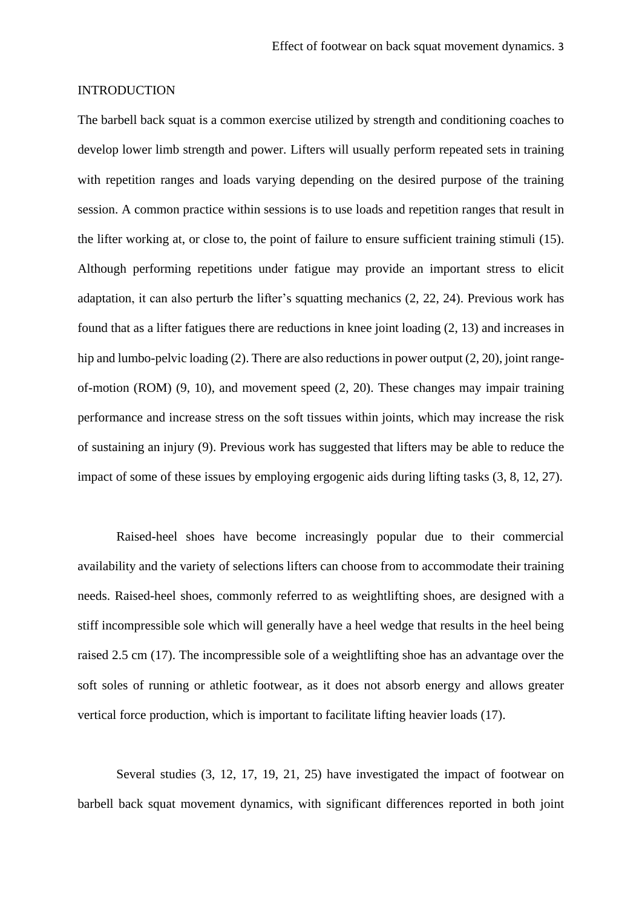## INTRODUCTION

The barbell back squat is a common exercise utilized by strength and conditioning coaches to develop lower limb strength and power. Lifters will usually perform repeated sets in training with repetition ranges and loads varying depending on the desired purpose of the training session. A common practice within sessions is to use loads and repetition ranges that result in the lifter working at, or close to, the point of failure to ensure sufficient training stimuli (15). Although performing repetitions under fatigue may provide an important stress to elicit adaptation, it can also perturb the lifter's squatting mechanics (2, 22, 24). Previous work has found that as a lifter fatigues there are reductions in knee joint loading (2, 13) and increases in hip and lumbo-pelvic loading (2). There are also reductions in power output (2, 20), joint range-of-motion (ROM) (9, 10), and movement speed (2, 20). These changes may impair training performance and increase stress on the soft tissues within joints, which may increase the risk of sustaining an injury (9). Previous work has suggested that lifters may be able to reduce the impact of some of these issues by employing ergogenic aids during lifting tasks (3, 8, 12, 27).

Raised-heel shoes have become increasingly popular due to their commercial availability and the variety of selections lifters can choose from to accommodate their training needs. Raised-heel shoes, commonly referred to as weightlifting shoes, are designed with a stiff incompressible sole which will generally have a heel wedge that results in the heel being raised 2.5 cm (17). The incompressible sole of a weightlifting shoe has an advantage over the soft soles of running or athletic footwear, as it does not absorb energy and allows greater vertical force production, which is important to facilitate lifting heavier loads (17).

Several studies (3, 12, 17, 19, 21, 25) have investigated the impact of footwear on barbell back squat movement dynamics, with significant differences reported in both joint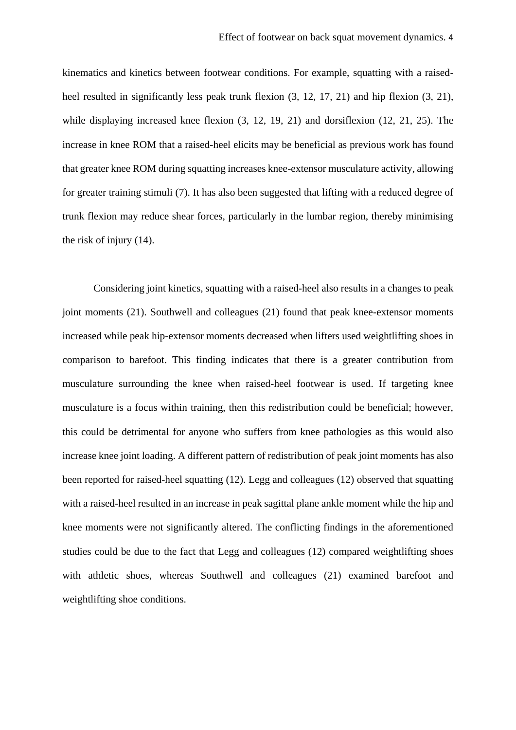kinematics and kinetics between footwear conditions. For example, squatting with a raised-heel resulted in significantly less peak trunk flexion (3, 12, 17, 21) and hip flexion (3, 21), while displaying increased knee flexion (3, 12, 19, 21) and dorsiflexion (12, 21, 25). The increase in knee ROM that a raised-heel elicits may be beneficial as previous work has found that greater knee ROM during squatting increases knee-extensor musculature activity, allowing for greater training stimuli (7). It has also been suggested that lifting with a reduced degree of trunk flexion may reduce shear forces, particularly in the lumbar region, thereby minimising the risk of injury (14).

Considering joint kinetics, squatting with a raised-heel also results in a changes to peak joint moments (21). Southwell and colleagues (21) found that peak knee-extensor moments increased while peak hip-extensor moments decreased when lifters used weightlifting shoes in comparison to barefoot. This finding indicates that there is a greater contribution from musculature surrounding the knee when raised-heel footwear is used. If targeting knee musculature is a focus within training, then this redistribution could be beneficial; however, this could be detrimental for anyone who suffers from knee pathologies as this would also increase knee joint loading. A different pattern of redistribution of peak joint moments has also been reported for raised-heel squatting (12). Legg and colleagues (12) observed that squatting with a raised-heel resulted in an increase in peak sagittal plane ankle moment while the hip and knee moments were not significantly altered. The conflicting findings in the aforementioned studies could be due to the fact that Legg and colleagues (12) compared weightlifting shoes with athletic shoes, whereas Southwell and colleagues (21) examined barefoot and weightlifting shoe conditions.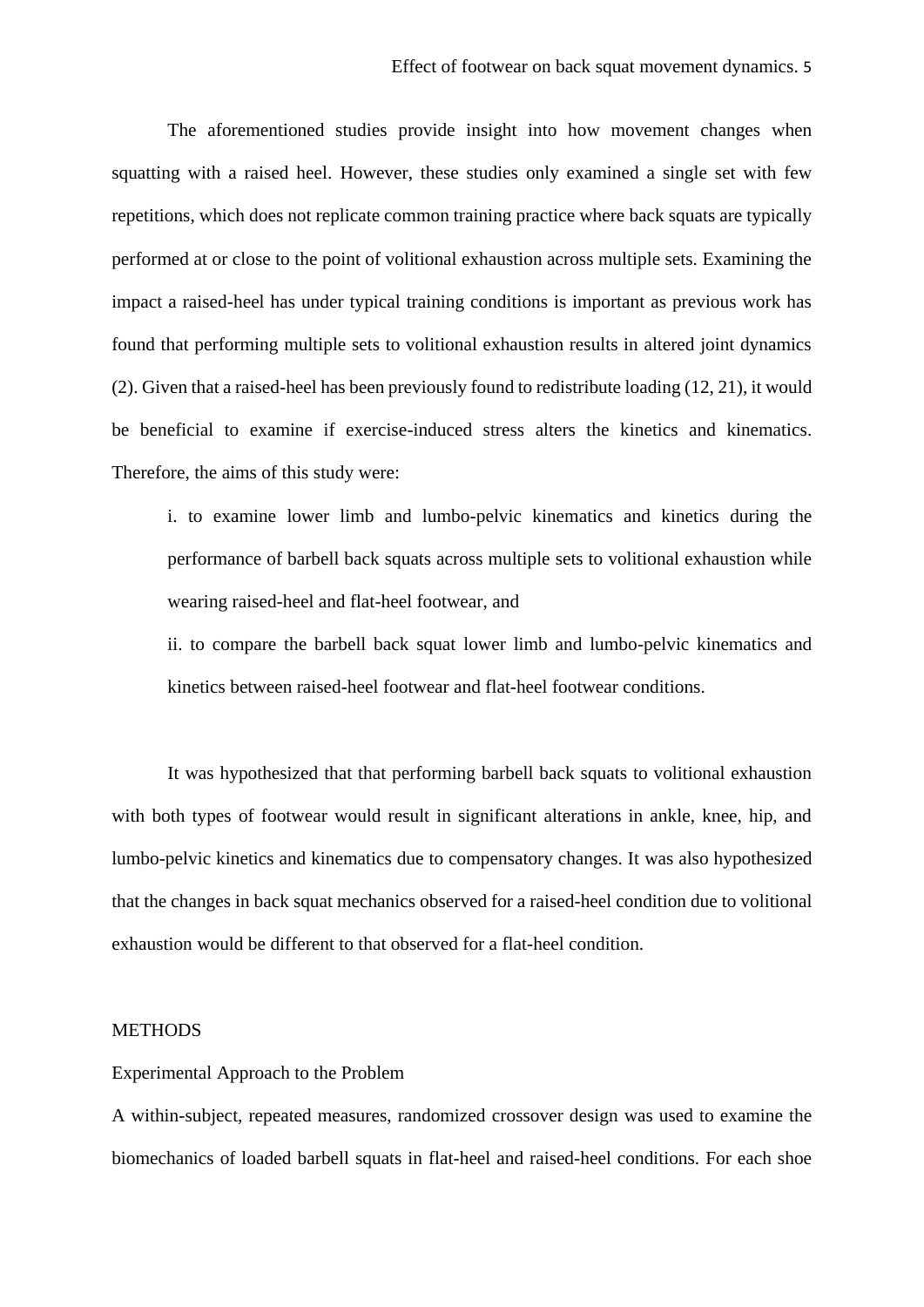The aforementioned studies provide insight into how movement changes when squatting with a raised heel. However, these studies only examined a single set with few repetitions, which does not replicate common training practice where back squats are typically performed at or close to the point of volitional exhaustion across multiple sets. Examining the impact a raised-heel has under typical training conditions is important as previous work has found that performing multiple sets to volitional exhaustion results in altered joint dynamics (2). Given that a raised-heel has been previously found to redistribute loading (12, 21), it would be beneficial to examine if exercise-induced stress alters the kinetics and kinematics. Therefore, the aims of this study were:

i. to examine lower limb and lumbo-pelvic kinematics and kinetics during the performance of barbell back squats across multiple sets to volitional exhaustion while wearing raised-heel and flat-heel footwear, and

ii. to compare the barbell back squat lower limb and lumbo-pelvic kinematics and kinetics between raised-heel footwear and flat-heel footwear conditions.

It was hypothesized that that performing barbell back squats to volitional exhaustion with both types of footwear would result in significant alterations in ankle, knee, hip, and lumbo-pelvic kinetics and kinematics due to compensatory changes. It was also hypothesized that the changes in back squat mechanics observed for a raised-heel condition due to volitional exhaustion would be different to that observed for a flat-heel condition.

## METHODS

### Experimental Approach to the Problem

A within-subject, repeated measures, randomized crossover design was used to examine the biomechanics of loaded barbell squats in flat-heel and raised-heel conditions. For each shoe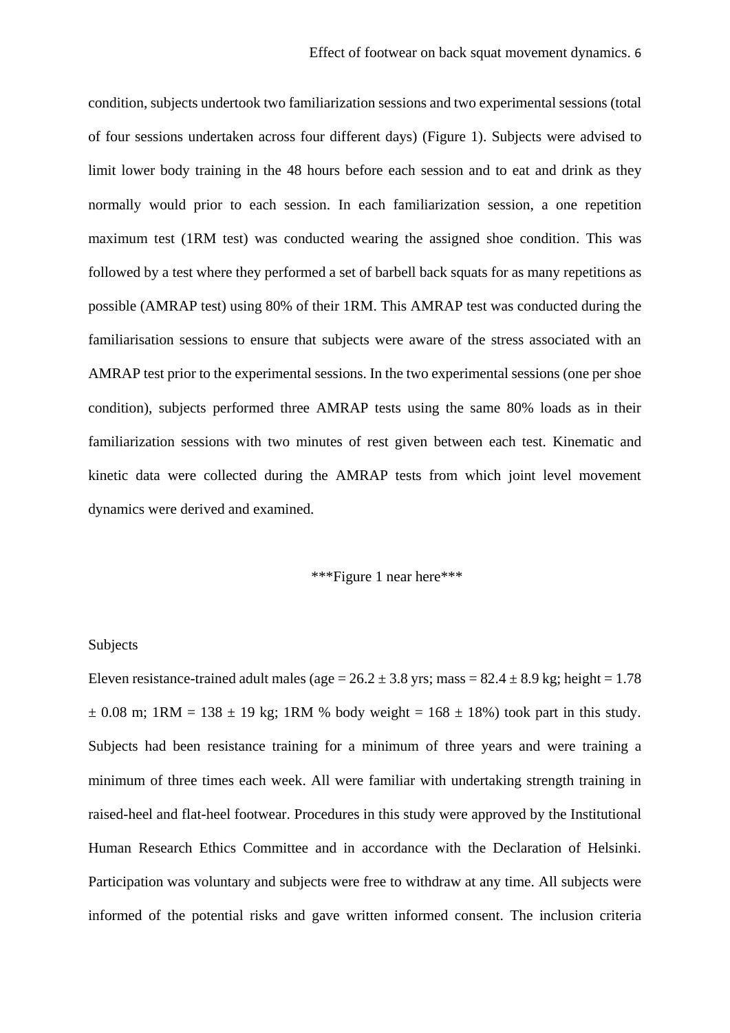condition, subjects undertook two familiarization sessions and two experimental sessions (total of four sessions undertaken across four different days) (Figure 1). Subjects were advised to limit lower body training in the 48 hours before each session and to eat and drink as they normally would prior to each session. In each familiarization session, a one repetition maximum test (1RM test) was conducted wearing the assigned shoe condition. This was followed by a test where they performed a set of barbell back squats for as many repetitions as possible (AMRAP test) using 80% of their 1RM. This AMRAP test was conducted during the familiarisation sessions to ensure that subjects were aware of the stress associated with an AMRAP test prior to the experimental sessions. In the two experimental sessions (one per shoe condition), subjects performed three AMRAP tests using the same 80% loads as in their familiarization sessions with two minutes of rest given between each test. Kinematic and kinetic data were collected during the AMRAP tests from which joint level movement dynamics were derived and examined.

***Figure 1 near here***

## Subjects

Eleven resistance-trained adult males (age = 26.2 ± 3.8 yrs; mass = 82.4 ± 8.9 kg; height = 1.78 ± 0.08 m; 1RM = 138 ± 19 kg; 1RM % body weight = 168 ± 18%) took part in this study. Subjects had been resistance training for a minimum of three years and were training a minimum of three times each week. All were familiar with undertaking strength training in raised-heel and flat-heel footwear. Procedures in this study were approved by the Institutional Human Research Ethics Committee and in accordance with the Declaration of Helsinki. Participation was voluntary and subjects were free to withdraw at any time. All subjects were informed of the potential risks and gave written informed consent. The inclusion criteria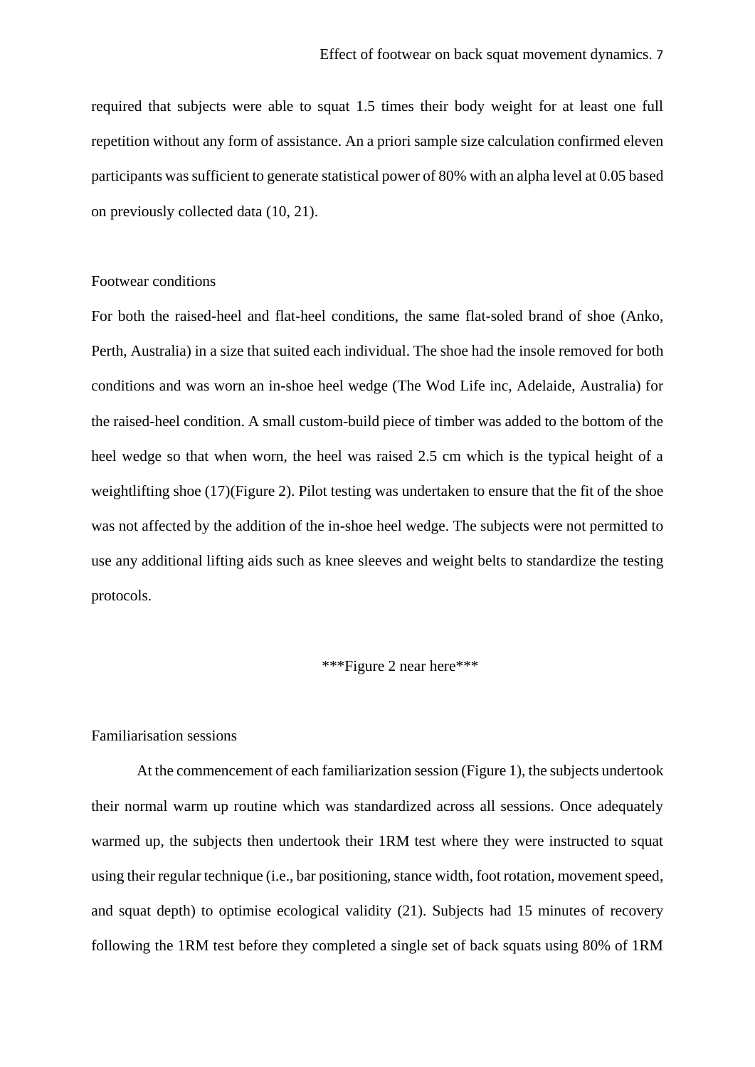required that subjects were able to squat 1.5 times their body weight for at least one full repetition without any form of assistance. An a priori sample size calculation confirmed eleven participants was sufficient to generate statistical power of 80% with an alpha level at 0.05 based on previously collected data (10, 21).

## Footwear conditions

For both the raised-heel and flat-heel conditions, the same flat-soled brand of shoe (Anko, Perth, Australia) in a size that suited each individual. The shoe had the insole removed for both conditions and was worn an in-shoe heel wedge (The Wod Life inc, Adelaide, Australia) for the raised-heel condition. A small custom-build piece of timber was added to the bottom of the heel wedge so that when worn, the heel was raised 2.5 cm which is the typical height of a weightlifting shoe (17)(Figure 2). Pilot testing was undertaken to ensure that the fit of the shoe was not affected by the addition of the in-shoe heel wedge. The subjects were not permitted to use any additional lifting aids such as knee sleeves and weight belts to standardize the testing protocols.

***Figure 2 near here***

## Familiarisation sessions

At the commencement of each familiarization session (Figure 1), the subjects undertook their normal warm up routine which was standardized across all sessions. Once adequately warmed up, the subjects then undertook their 1RM test where they were instructed to squat using their regular technique (i.e., bar positioning, stance width, foot rotation, movement speed, and squat depth) to optimise ecological validity (21). Subjects had 15 minutes of recovery following the 1RM test before they completed a single set of back squats using 80% of 1RM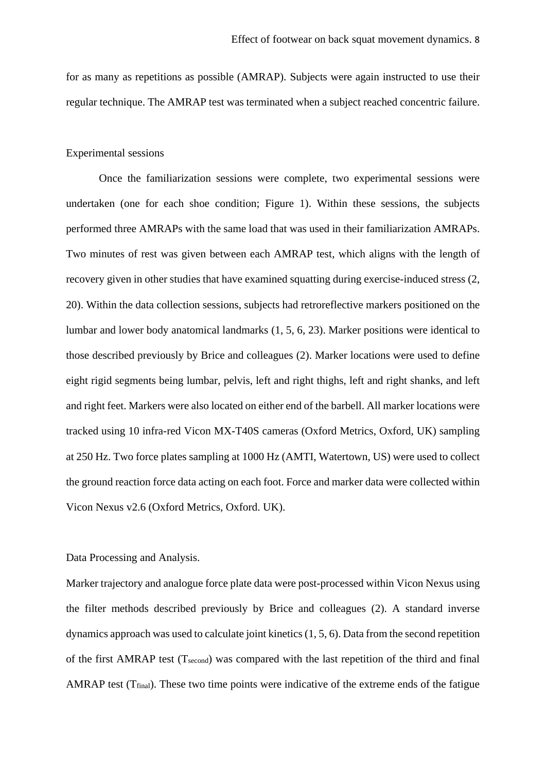for as many as repetitions as possible (AMRAP). Subjects were again instructed to use their regular technique. The AMRAP test was terminated when a subject reached concentric failure.

Experimental sessions

Once the familiarization sessions were complete, two experimental sessions were undertaken (one for each shoe condition; Figure 1). Within these sessions, the subjects performed three AMRAPs with the same load that was used in their familiarization AMRAPs. Two minutes of rest was given between each AMRAP test, which aligns with the length of recovery given in other studies that have examined squatting during exercise-induced stress (2, 20). Within the data collection sessions, subjects had retroreflective markers positioned on the lumbar and lower body anatomical landmarks (1, 5, 6, 23). Marker positions were identical to those described previously by Brice and colleagues (2). Marker locations were used to define eight rigid segments being lumbar, pelvis, left and right thighs, left and right shanks, and left and right feet. Markers were also located on either end of the barbell. All marker locations were tracked using 10 infra-red Vicon MX-T40S cameras (Oxford Metrics, Oxford, UK) sampling at 250 Hz. Two force plates sampling at 1000 Hz (AMTI, Watertown, US) were used to collect the ground reaction force data acting on each foot. Force and marker data were collected within Vicon Nexus v2.6 (Oxford Metrics, Oxford. UK).

Data Processing and Analysis.

Marker trajectory and analogue force plate data were post-processed within Vicon Nexus using the filter methods described previously by Brice and colleagues (2). A standard inverse dynamics approach was used to calculate joint kinetics (1, 5, 6). Data from the second repetition of the first AMRAP test ($T_{second}$) was compared with the last repetition of the third and final AMRAP test ($T_{final}$). These two time points were indicative of the extreme ends of the fatigue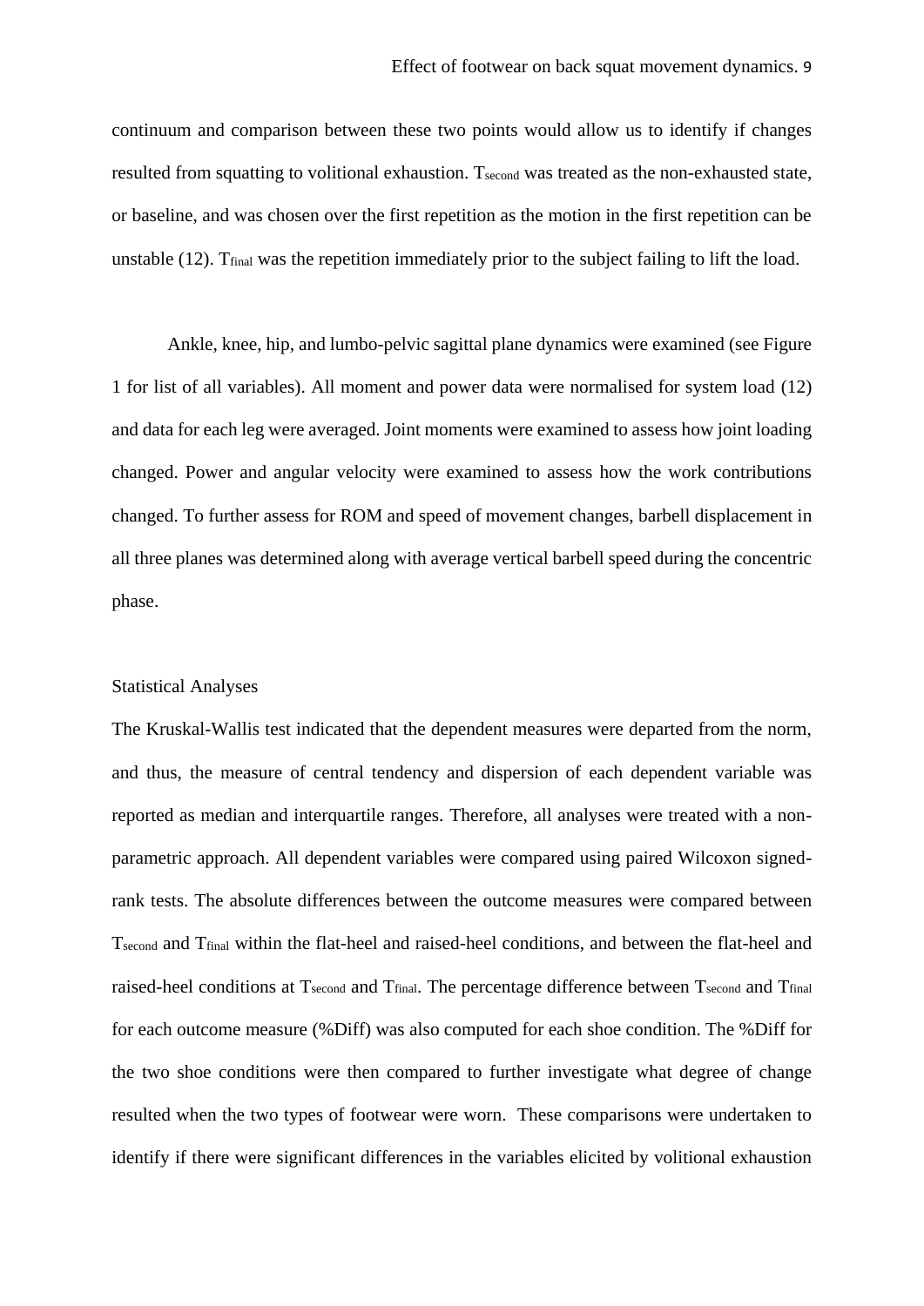continuum and comparison between these two points would allow us to identify if changes resulted from squatting to volitional exhaustion. $T_{second}$ was treated as the non-exhausted state, or baseline, and was chosen over the first repetition as the motion in the first repetition can be unstable (12). $T_{final}$ was the repetition immediately prior to the subject failing to lift the load.

Ankle, knee, hip, and lumbo-pelvic sagittal plane dynamics were examined (see Figure 1 for list of all variables). All moment and power data were normalised for system load (12) and data for each leg were averaged. Joint moments were examined to assess how joint loading changed. Power and angular velocity were examined to assess how the work contributions changed. To further assess for ROM and speed of movement changes, barbell displacement in all three planes was determined along with average vertical barbell speed during the concentric phase.

## Statistical Analyses

The Kruskal-Wallis test indicated that the dependent measures were departed from the norm, and thus, the measure of central tendency and dispersion of each dependent variable was reported as median and interquartile ranges. Therefore, all analyses were treated with a non-parametric approach. All dependent variables were compared using paired Wilcoxon signed-rank tests. The absolute differences between the outcome measures were compared between $T_{second}$ and $T_{final}$ within the flat-heel and raised-heel conditions, and between the flat-heel and raised-heel conditions at $T_{second}$ and $T_{final}$. The percentage difference between $T_{second}$ and $T_{final}$ for each outcome measure (%Diff) was also computed for each shoe condition. The %Diff for the two shoe conditions were then compared to further investigate what degree of change resulted when the two types of footwear were worn. These comparisons were undertaken to identify if there were significant differences in the variables elicited by volitional exhaustion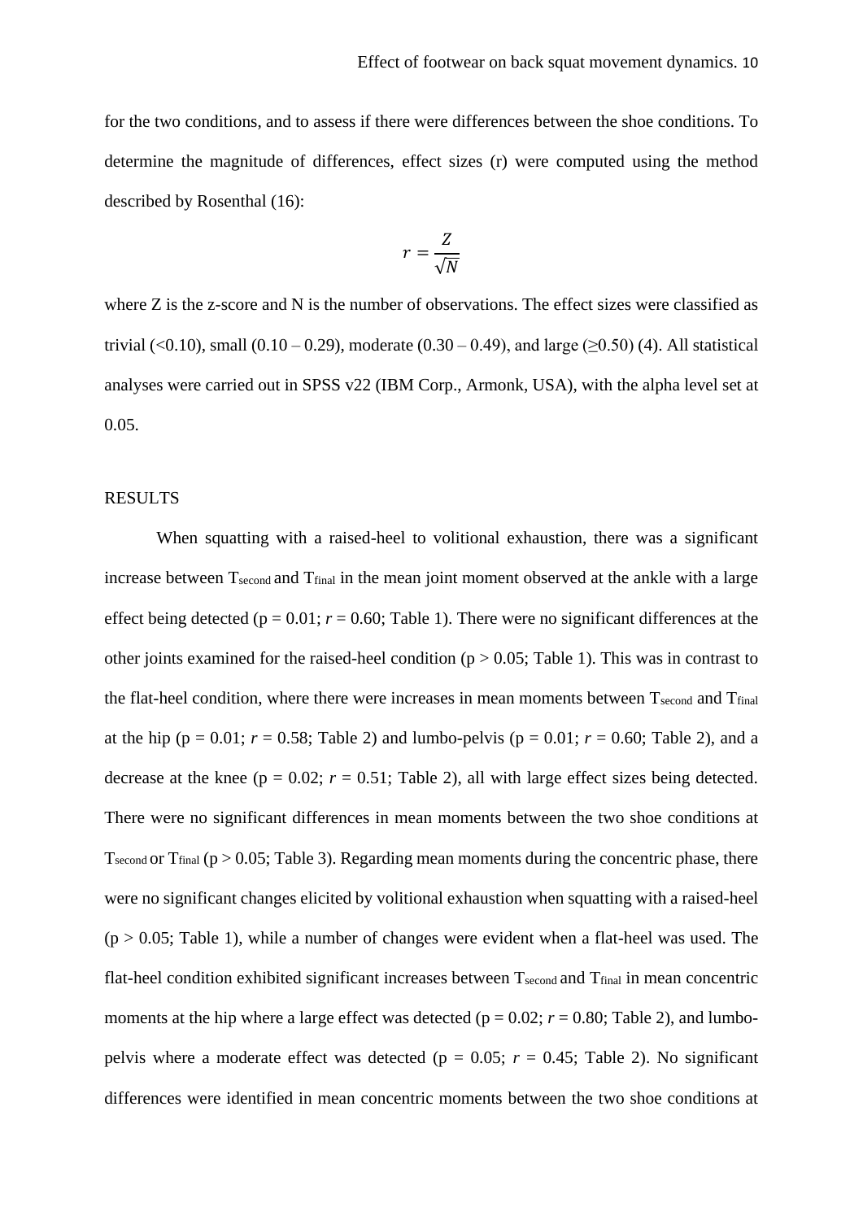for the two conditions, and to assess if there were differences between the shoe conditions. To determine the magnitude of differences, effect sizes (r) were computed using the method described by Rosenthal (16):

$$r = \frac{Z}{\sqrt{N}}$$

where Z is the z-score and N is the number of observations. The effect sizes were classified as trivial (<0.10), small (0.10 – 0.29), moderate (0.30 – 0.49), and large (≥0.50) (4). All statistical analyses were carried out in SPSS v22 (IBM Corp., Armonk, USA), with the alpha level set at 0.05.

## RESULTS

When squatting with a raised-heel to volitional exhaustion, there was a significant increase between $T_{second}$ and $T_{final}$ in the mean joint moment observed at the ankle with a large effect being detected ($p = 0.01$; $r = 0.60$; Table 1). There were no significant differences at the other joints examined for the raised-heel condition ($p > 0.05$; Table 1). This was in contrast to the flat-heel condition, where there were increases in mean moments between $T_{second}$ and $T_{final}$ at the hip ($p = 0.01$; $r = 0.58$; Table 2) and lumbo-pelvis ($p = 0.01$; $r = 0.60$; Table 2), and a decrease at the knee ($p = 0.02$; $r = 0.51$; Table 2), all with large effect sizes being detected. There were no significant differences in mean moments between the two shoe conditions at $T_{second}$ or $T_{final}$ ($p > 0.05$; Table 3). Regarding mean moments during the concentric phase, there were no significant changes elicited by volitional exhaustion when squatting with a raised-heel ($p > 0.05$; Table 1), while a number of changes were evident when a flat-heel was used. The flat-heel condition exhibited significant increases between $T_{second}$ and $T_{final}$ in mean concentric moments at the hip where a large effect was detected ($p = 0.02$; $r = 0.80$; Table 2), and lumbo-pelvis where a moderate effect was detected ($p = 0.05$; $r = 0.45$; Table 2). No significant differences were identified in mean concentric moments between the two shoe conditions at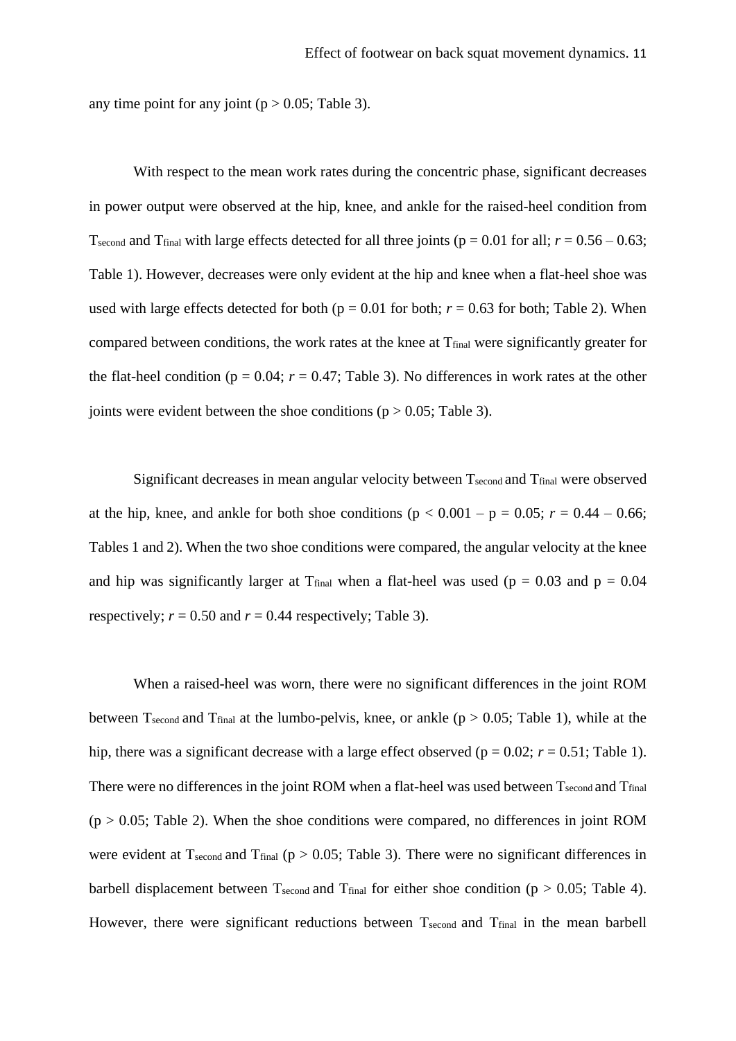any time point for any joint ($p > 0.05$; Table 3).

With respect to the mean work rates during the concentric phase, significant decreases in power output were observed at the hip, knee, and ankle for the raised-heel condition from $T_{second}$ and $T_{final}$ with large effects detected for all three joints ($p = 0.01$ for all; $r = 0.56 – 0.63$; Table 1). However, decreases were only evident at the hip and knee when a flat-heel shoe was used with large effects detected for both ($p = 0.01$ for both; $r = 0.63$ for both; Table 2). When compared between conditions, the work rates at the knee at $T_{final}$ were significantly greater for the flat-heel condition ($p = 0.04$; $r = 0.47$; Table 3). No differences in work rates at the other joints were evident between the shoe conditions ($p > 0.05$; Table 3).

Significant decreases in mean angular velocity between $T_{second}$ and $T_{final}$ were observed at the hip, knee, and ankle for both shoe conditions ($p < 0.001 – p = 0.05$; $r = 0.44 – 0.66$; Tables 1 and 2). When the two shoe conditions were compared, the angular velocity at the knee and hip was significantly larger at $T_{final}$ when a flat-heel was used ($p = 0.03$ and $p = 0.04$ respectively; $r = 0.50$ and $r = 0.44$ respectively; Table 3).

When a raised-heel was worn, there were no significant differences in the joint ROM between $T_{second}$ and $T_{final}$ at the lumbo-pelvis, knee, or ankle ($p > 0.05$; Table 1), while at the hip, there was a significant decrease with a large effect observed ($p = 0.02$; $r = 0.51$; Table 1). There were no differences in the joint ROM when a flat-heel was used between $T_{second}$ and $T_{final}$ ($p > 0.05$; Table 2). When the shoe conditions were compared, no differences in joint ROM were evident at $T_{second}$ and $T_{final}$ ($p > 0.05$; Table 3). There were no significant differences in barbell displacement between $T_{second}$ and $T_{final}$ for either shoe condition ($p > 0.05$; Table 4). However, there were significant reductions between $T_{second}$ and $T_{final}$ in the mean barbell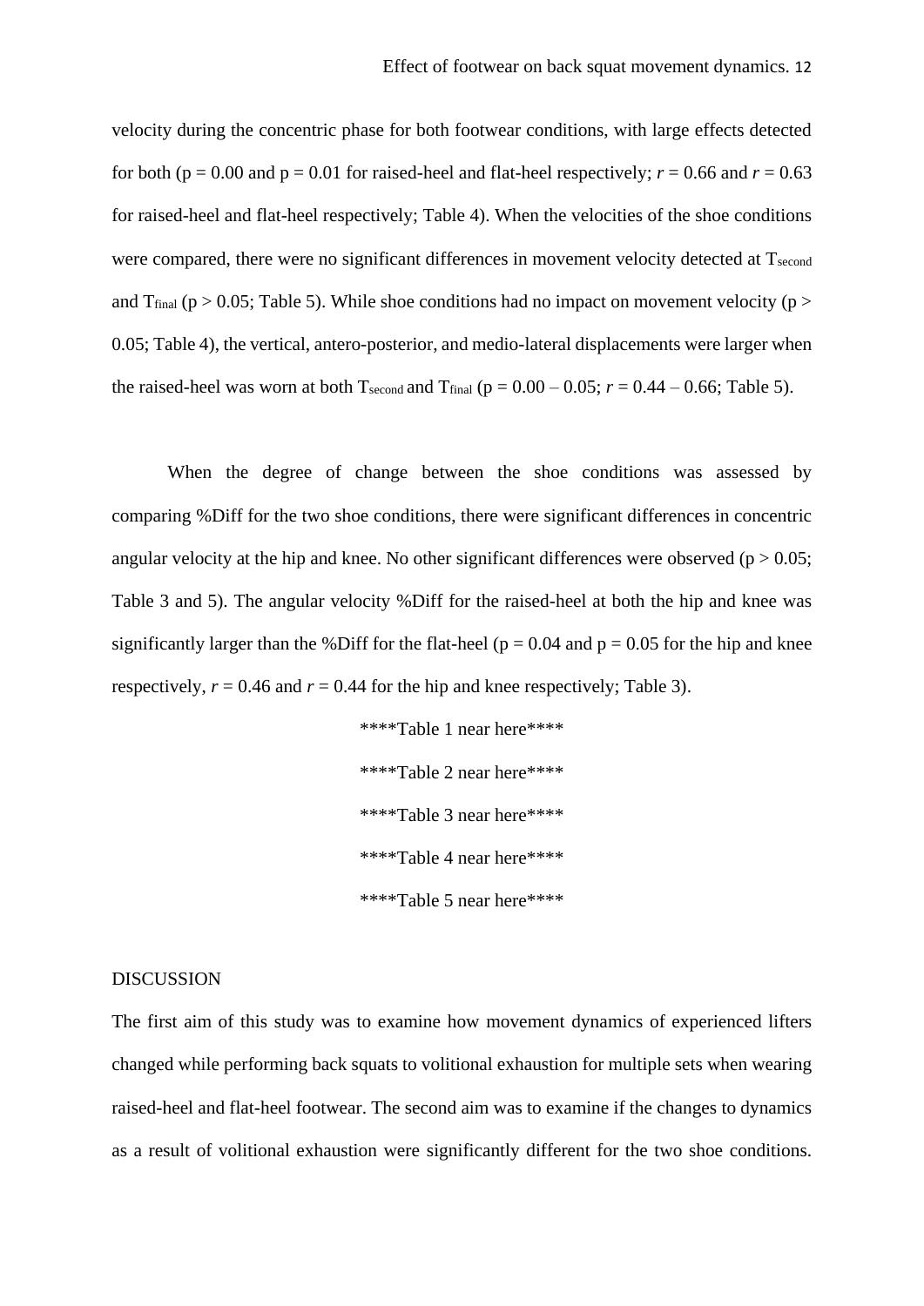velocity during the concentric phase for both footwear conditions, with large effects detected for both ($p = 0.00$ and $p = 0.01$ for raised-heel and flat-heel respectively; $r = 0.66$ and $r = 0.63$ for raised-heel and flat-heel respectively; Table 4). When the velocities of the shoe conditions were compared, there were no significant differences in movement velocity detected at $T_{second}$ and $T_{final}$ ($p > 0.05$; Table 5). While shoe conditions had no impact on movement velocity ($p > 0.05$; Table 4), the vertical, antero-posterior, and medio-lateral displacements were larger when the raised-heel was worn at both $T_{second}$ and $T_{final}$ ($p = 0.00 – 0.05$; $r = 0.44 – 0.66$; Table 5).

When the degree of change between the shoe conditions was assessed by comparing %Diff for the two shoe conditions, there were significant differences in concentric angular velocity at the hip and knee. No other significant differences were observed ($p > 0.05$; Table 3 and 5). The angular velocity %Diff for the raised-heel at both the hip and knee was significantly larger than the %Diff for the flat-heel ($p = 0.04$ and $p = 0.05$ for the hip and knee respectively, $r = 0.46$ and $r = 0.44$ for the hip and knee respectively; Table 3).

****Table 1 near here****

****Table 2 near here****

****Table 3 near here****

****Table 4 near here****

****Table 5 near here****

## DISCUSSION

The first aim of this study was to examine how movement dynamics of experienced lifters changed while performing back squats to volitional exhaustion for multiple sets when wearing raised-heel and flat-heel footwear. The second aim was to examine if the changes to dynamics as a result of volitional exhaustion were significantly different for the two shoe conditions.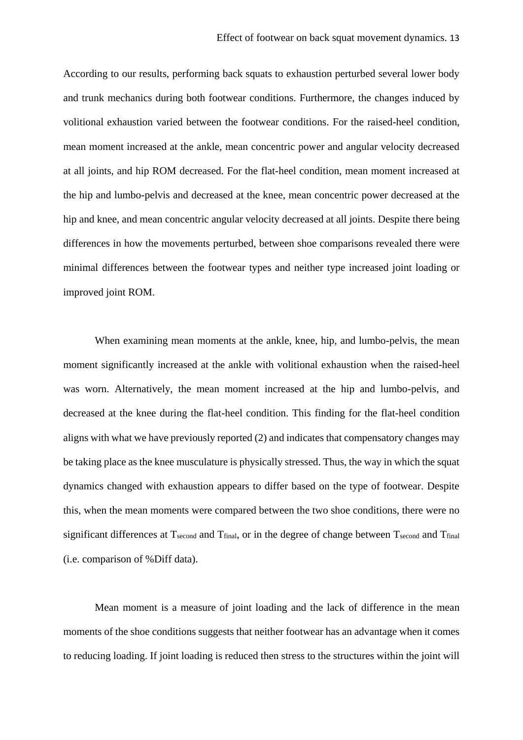According to our results, performing back squats to exhaustion perturbed several lower body and trunk mechanics during both footwear conditions. Furthermore, the changes induced by volitional exhaustion varied between the footwear conditions. For the raised-heel condition, mean moment increased at the ankle, mean concentric power and angular velocity decreased at all joints, and hip ROM decreased. For the flat-heel condition, mean moment increased at the hip and lumbo-pelvis and decreased at the knee, mean concentric power decreased at the hip and knee, and mean concentric angular velocity decreased at all joints. Despite there being differences in how the movements perturbed, between shoe comparisons revealed there were minimal differences between the footwear types and neither type increased joint loading or improved joint ROM.

When examining mean moments at the ankle, knee, hip, and lumbo-pelvis, the mean moment significantly increased at the ankle with volitional exhaustion when the raised-heel was worn. Alternatively, the mean moment increased at the hip and lumbo-pelvis, and decreased at the knee during the flat-heel condition. This finding for the flat-heel condition aligns with what we have previously reported (2) and indicates that compensatory changes may be taking place as the knee musculature is physically stressed. Thus, the way in which the squat dynamics changed with exhaustion appears to differ based on the type of footwear. Despite this, when the mean moments were compared between the two shoe conditions, there were no significant differences at $T_{second}$ and $T_{final}$, or in the degree of change between $T_{second}$ and $T_{final}$ (i.e. comparison of %Diff data).

Mean moment is a measure of joint loading and the lack of difference in the mean moments of the shoe conditions suggests that neither footwear has an advantage when it comes to reducing loading. If joint loading is reduced then stress to the structures within the joint will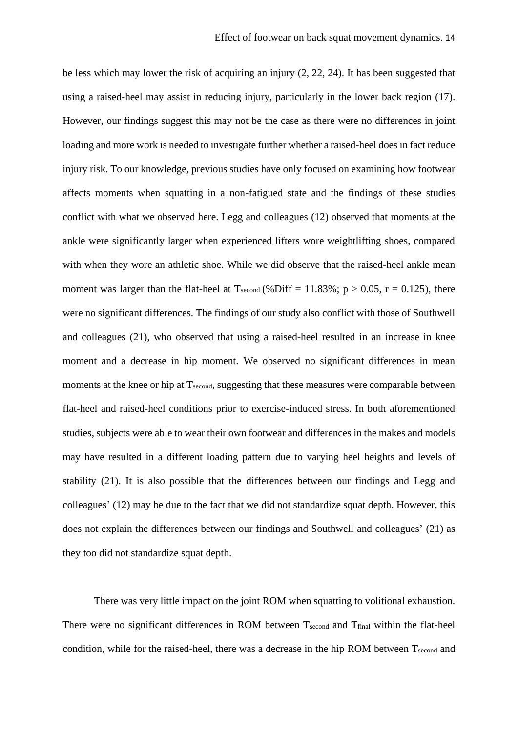be less which may lower the risk of acquiring an injury (2, 22, 24). It has been suggested that using a raised-heel may assist in reducing injury, particularly in the lower back region (17). However, our findings suggest this may not be the case as there were no differences in joint loading and more work is needed to investigate further whether a raised-heel does in fact reduce injury risk. To our knowledge, previous studies have only focused on examining how footwear affects moments when squatting in a non-fatigued state and the findings of these studies conflict with what we observed here. Legg and colleagues (12) observed that moments at the ankle were significantly larger when experienced lifters wore weightlifting shoes, compared with when they wore an athletic shoe. While we did observe that the raised-heel ankle mean moment was larger than the flat-heel at $T_{second}$ (%Diff = 11.83%; $p > 0.05$, $r = 0.125$), there were no significant differences. The findings of our study also conflict with those of Southwell and colleagues (21), who observed that using a raised-heel resulted in an increase in knee moment and a decrease in hip moment. We observed no significant differences in mean moments at the knee or hip at $T_{second}$, suggesting that these measures were comparable between flat-heel and raised-heel conditions prior to exercise-induced stress. In both aforementioned studies, subjects were able to wear their own footwear and differences in the makes and models may have resulted in a different loading pattern due to varying heel heights and levels of stability (21). It is also possible that the differences between our findings and Legg and colleagues' (12) may be due to the fact that we did not standardize squat depth. However, this does not explain the differences between our findings and Southwell and colleagues' (21) as they too did not standardize squat depth.

There was very little impact on the joint ROM when squatting to volitional exhaustion. There were no significant differences in ROM between $T_{second}$ and $T_{final}$ within the flat-heel condition, while for the raised-heel, there was a decrease in the hip ROM between $T_{second}$ and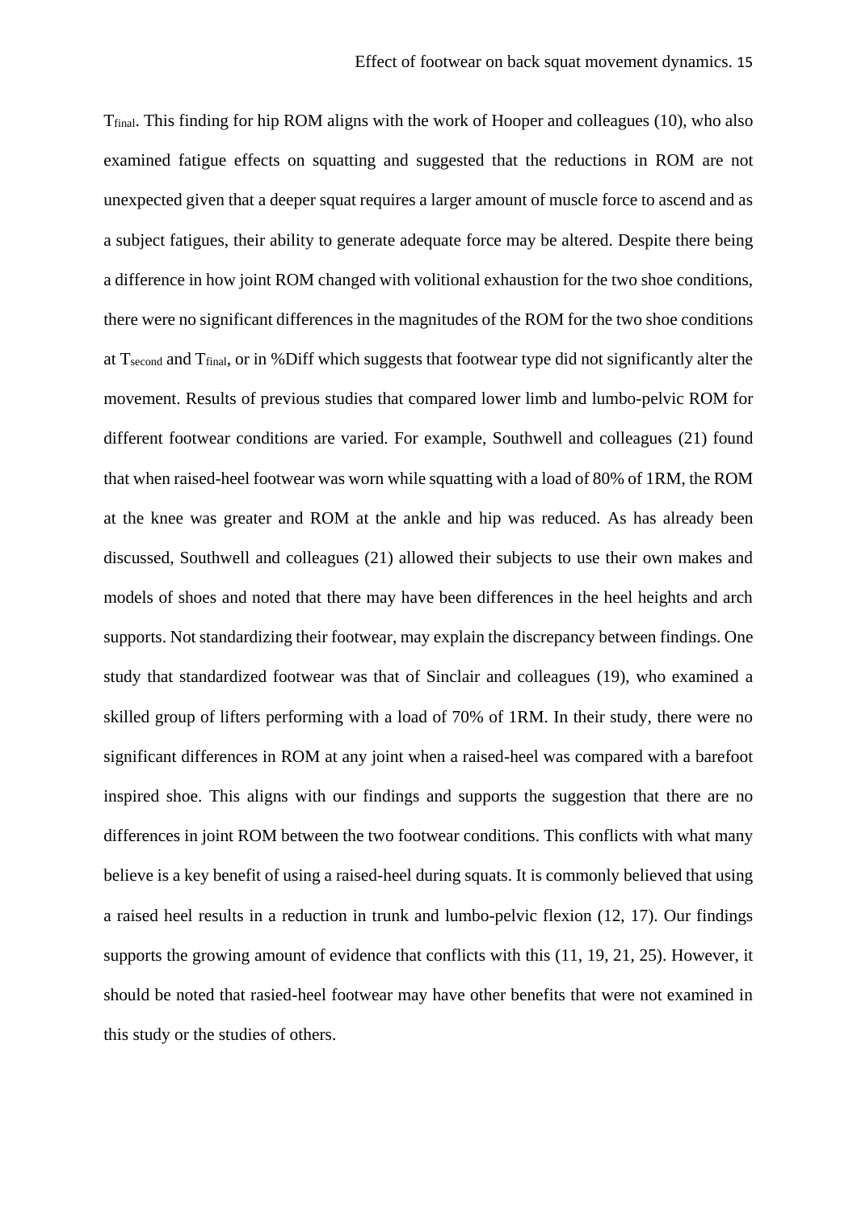$T_{final}$. This finding for hip ROM aligns with the work of Hooper and colleagues (10), who also examined fatigue effects on squatting and suggested that the reductions in ROM are not unexpected given that a deeper squat requires a larger amount of muscle force to ascend and as a subject fatigues, their ability to generate adequate force may be altered. Despite there being a difference in how joint ROM changed with volitional exhaustion for the two shoe conditions, there were no significant differences in the magnitudes of the ROM for the two shoe conditions at $T_{second}$ and $T_{final}$, or in %Diff which suggests that footwear type did not significantly alter the movement. Results of previous studies that compared lower limb and lumbo-pelvic ROM for different footwear conditions are varied. For example, Southwell and colleagues (21) found that when raised-heel footwear was worn while squatting with a load of 80% of 1RM, the ROM at the knee was greater and ROM at the ankle and hip was reduced. As has already been discussed, Southwell and colleagues (21) allowed their subjects to use their own makes and models of shoes and noted that there may have been differences in the heel heights and arch supports. Not standardizing their footwear, may explain the discrepancy between findings. One study that standardized footwear was that of Sinclair and colleagues (19), who examined a skilled group of lifters performing with a load of 70% of 1RM. In their study, there were no significant differences in ROM at any joint when a raised-heel was compared with a barefoot inspired shoe. This aligns with our findings and supports the suggestion that there are no differences in joint ROM between the two footwear conditions. This conflicts with what many believe is a key benefit of using a raised-heel during squats. It is commonly believed that using a raised heel results in a reduction in trunk and lumbo-pelvic flexion (12, 17). Our findings supports the growing amount of evidence that conflicts with this (11, 19, 21, 25). However, it should be noted that rasied-heel footwear may have other benefits that were not examined in this study or the studies of others.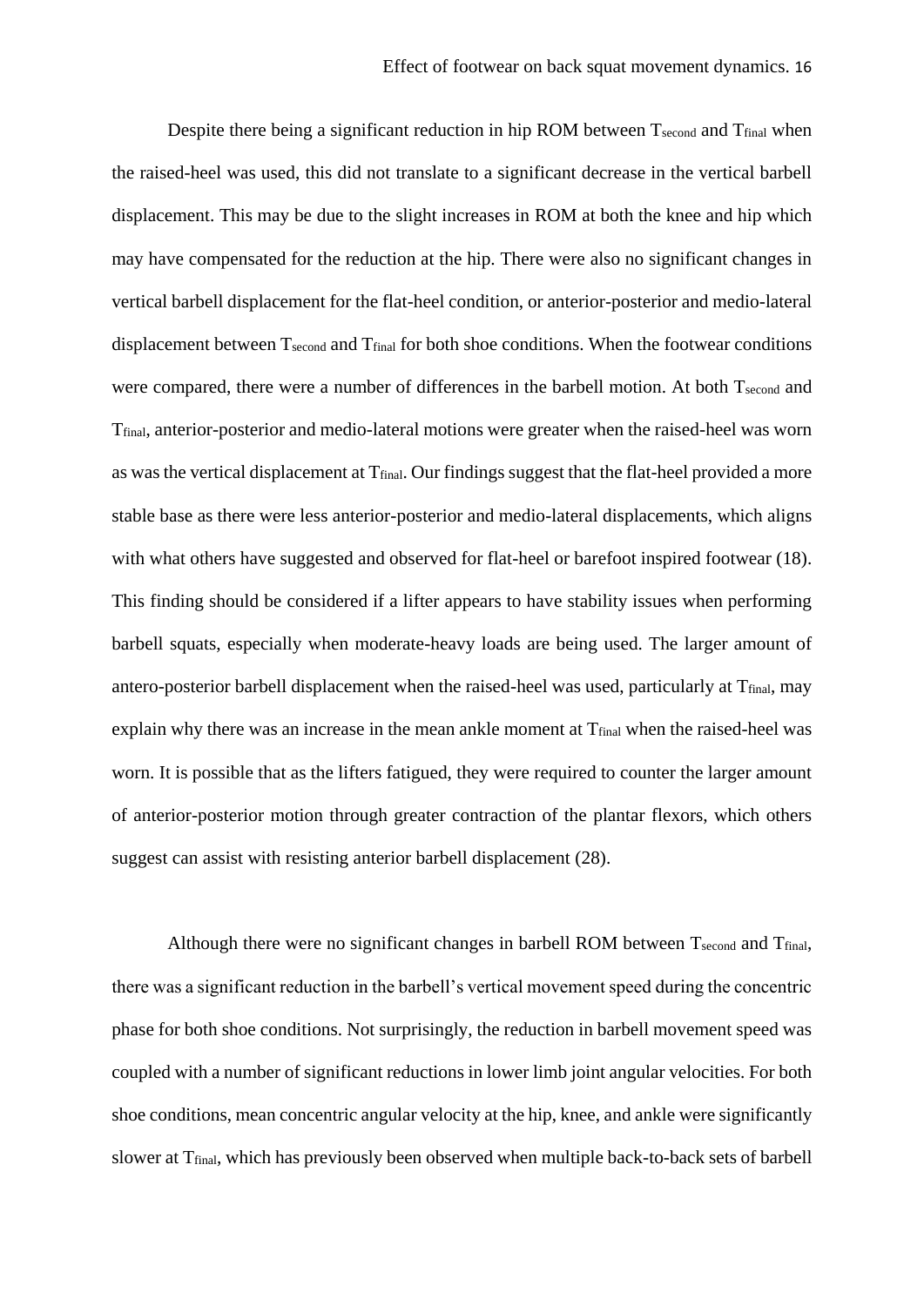Despite there being a significant reduction in hip ROM between $T_{second}$ and $T_{final}$ when the raised-heel was used, this did not translate to a significant decrease in the vertical barbell displacement. This may be due to the slight increases in ROM at both the knee and hip which may have compensated for the reduction at the hip. There were also no significant changes in vertical barbell displacement for the flat-heel condition, or anterior-posterior and medio-lateral displacement between $T_{second}$ and $T_{final}$ for both shoe conditions. When the footwear conditions were compared, there were a number of differences in the barbell motion. At both $T_{second}$ and $T_{final}$, anterior-posterior and medio-lateral motions were greater when the raised-heel was worn as was the vertical displacement at $T_{final}$. Our findings suggest that the flat-heel provided a more stable base as there were less anterior-posterior and medio-lateral displacements, which aligns with what others have suggested and observed for flat-heel or barefoot inspired footwear (18). This finding should be considered if a lifter appears to have stability issues when performing barbell squats, especially when moderate-heavy loads are being used. The larger amount of antero-posterior barbell displacement when the raised-heel was used, particularly at $T_{final}$, may explain why there was an increase in the mean ankle moment at $T_{final}$ when the raised-heel was worn. It is possible that as the lifters fatigued, they were required to counter the larger amount of anterior-posterior motion through greater contraction of the plantar flexors, which others suggest can assist with resisting anterior barbell displacement (28).

Although there were no significant changes in barbell ROM between $T_{second}$ and $T_{final}$, there was a significant reduction in the barbell's vertical movement speed during the concentric phase for both shoe conditions. Not surprisingly, the reduction in barbell movement speed was coupled with a number of significant reductions in lower limb joint angular velocities. For both shoe conditions, mean concentric angular velocity at the hip, knee, and ankle were significantly slower at $T_{final}$, which has previously been observed when multiple back-to-back sets of barbell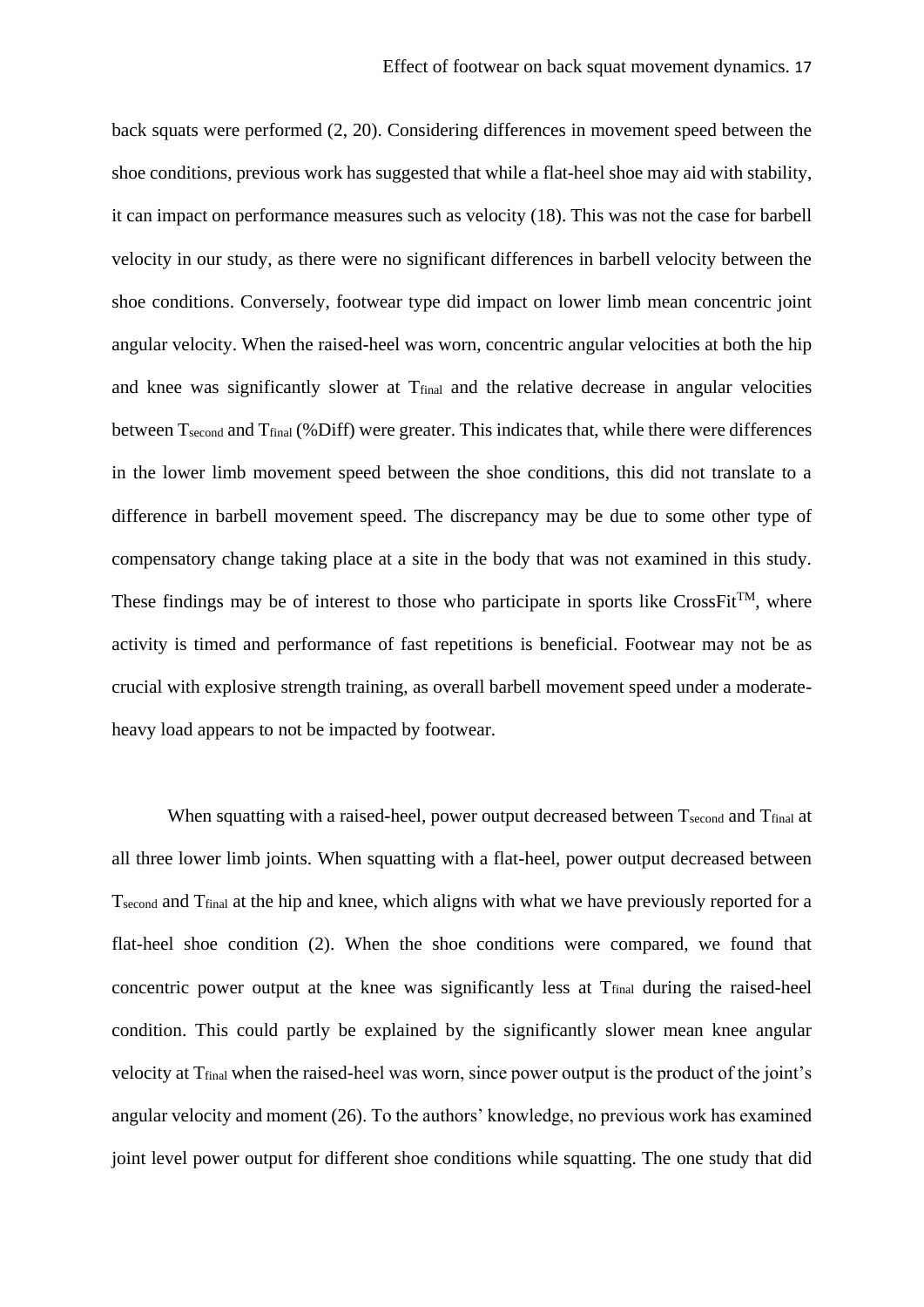back squats were performed (2, 20). Considering differences in movement speed between the shoe conditions, previous work has suggested that while a flat-heel shoe may aid with stability, it can impact on performance measures such as velocity (18). This was not the case for barbell velocity in our study, as there were no significant differences in barbell velocity between the shoe conditions. Conversely, footwear type did impact on lower limb mean concentric joint angular velocity. When the raised-heel was worn, concentric angular velocities at both the hip and knee was significantly slower at $T_{final}$ and the relative decrease in angular velocities between $T_{second}$ and $T_{final}$ (%Diff) were greater. This indicates that, while there were differences in the lower limb movement speed between the shoe conditions, this did not translate to a difference in barbell movement speed. The discrepancy may be due to some other type of compensatory change taking place at a site in the body that was not examined in this study. These findings may be of interest to those who participate in sports like CrossFit™, where activity is timed and performance of fast repetitions is beneficial. Footwear may not be as crucial with explosive strength training, as overall barbell movement speed under a moderate-heavy load appears to not be impacted by footwear.

When squatting with a raised-heel, power output decreased between $T_{second}$ and $T_{final}$ at all three lower limb joints. When squatting with a flat-heel, power output decreased between $T_{second}$ and $T_{final}$ at the hip and knee, which aligns with what we have previously reported for a flat-heel shoe condition (2). When the shoe conditions were compared, we found that concentric power output at the knee was significantly less at $T_{final}$ during the raised-heel condition. This could partly be explained by the significantly slower mean knee angular velocity at $T_{final}$ when the raised-heel was worn, since power output is the product of the joint's angular velocity and moment (26). To the authors' knowledge, no previous work has examined joint level power output for different shoe conditions while squatting. The one study that did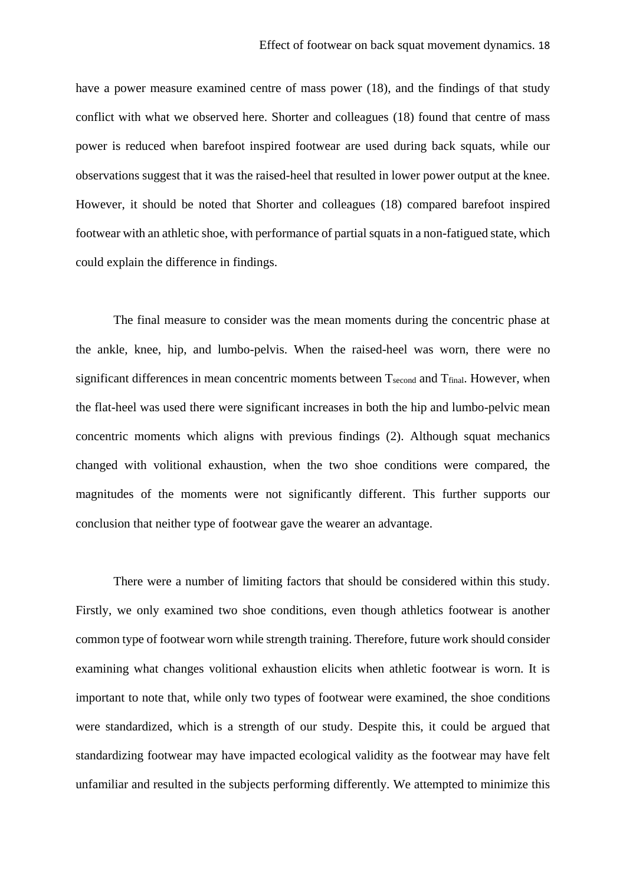have a power measure examined centre of mass power (18), and the findings of that study conflict with what we observed here. Shorter and colleagues (18) found that centre of mass power is reduced when barefoot inspired footwear are used during back squats, while our observations suggest that it was the raised-heel that resulted in lower power output at the knee. However, it should be noted that Shorter and colleagues (18) compared barefoot inspired footwear with an athletic shoe, with performance of partial squats in a non-fatigued state, which could explain the difference in findings.

The final measure to consider was the mean moments during the concentric phase at the ankle, knee, hip, and lumbo-pelvis. When the raised-heel was worn, there were no significant differences in mean concentric moments between $T_{second}$ and $T_{final}$. However, when the flat-heel was used there were significant increases in both the hip and lumbo-pelvic mean concentric moments which aligns with previous findings (2). Although squat mechanics changed with volitional exhaustion, when the two shoe conditions were compared, the magnitudes of the moments were not significantly different. This further supports our conclusion that neither type of footwear gave the wearer an advantage.

There were a number of limiting factors that should be considered within this study. Firstly, we only examined two shoe conditions, even though athletics footwear is another common type of footwear worn while strength training. Therefore, future work should consider examining what changes volitional exhaustion elicits when athletic footwear is worn. It is important to note that, while only two types of footwear were examined, the shoe conditions were standardized, which is a strength of our study. Despite this, it could be argued that standardizing footwear may have impacted ecological validity as the footwear may have felt unfamiliar and resulted in the subjects performing differently. We attempted to minimize this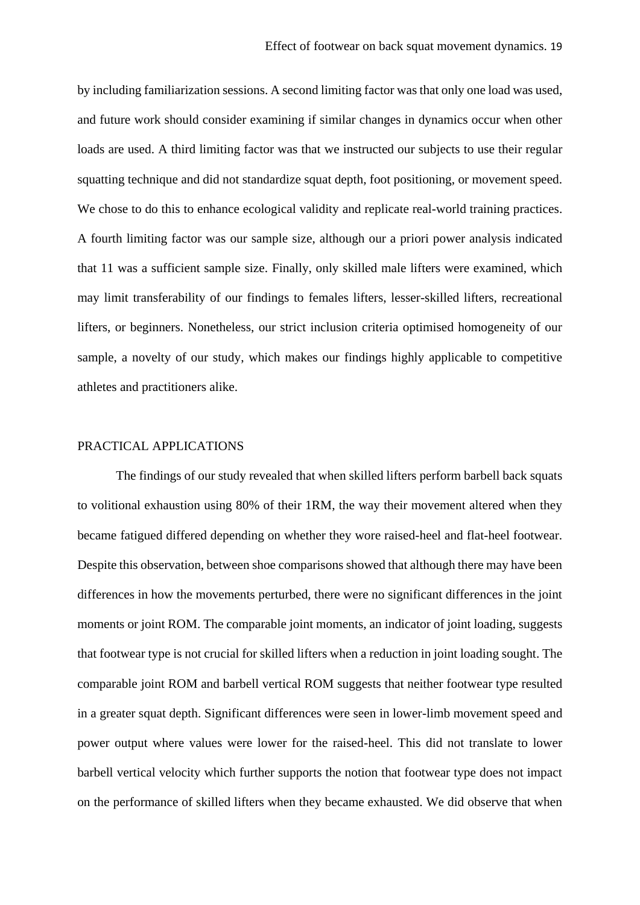by including familiarization sessions. A second limiting factor was that only one load was used, and future work should consider examining if similar changes in dynamics occur when other loads are used. A third limiting factor was that we instructed our subjects to use their regular squatting technique and did not standardize squat depth, foot positioning, or movement speed. We chose to do this to enhance ecological validity and replicate real-world training practices. A fourth limiting factor was our sample size, although our a priori power analysis indicated that 11 was a sufficient sample size. Finally, only skilled male lifters were examined, which may limit transferability of our findings to females lifters, lesser-skilled lifters, recreational lifters, or beginners. Nonetheless, our strict inclusion criteria optimised homogeneity of our sample, a novelty of our study, which makes our findings highly applicable to competitive athletes and practitioners alike.

## PRACTICAL APPLICATIONS

The findings of our study revealed that when skilled lifters perform barbell back squats to volitional exhaustion using 80% of their 1RM, the way their movement altered when they became fatigued differed depending on whether they wore raised-heel and flat-heel footwear. Despite this observation, between shoe comparisons showed that although there may have been differences in how the movements perturbed, there were no significant differences in the joint moments or joint ROM. The comparable joint moments, an indicator of joint loading, suggests that footwear type is not crucial for skilled lifters when a reduction in joint loading sought. The comparable joint ROM and barbell vertical ROM suggests that neither footwear type resulted in a greater squat depth. Significant differences were seen in lower-limb movement speed and power output where values were lower for the raised-heel. This did not translate to lower barbell vertical velocity which further supports the notion that footwear type does not impact on the performance of skilled lifters when they became exhausted. We did observe that when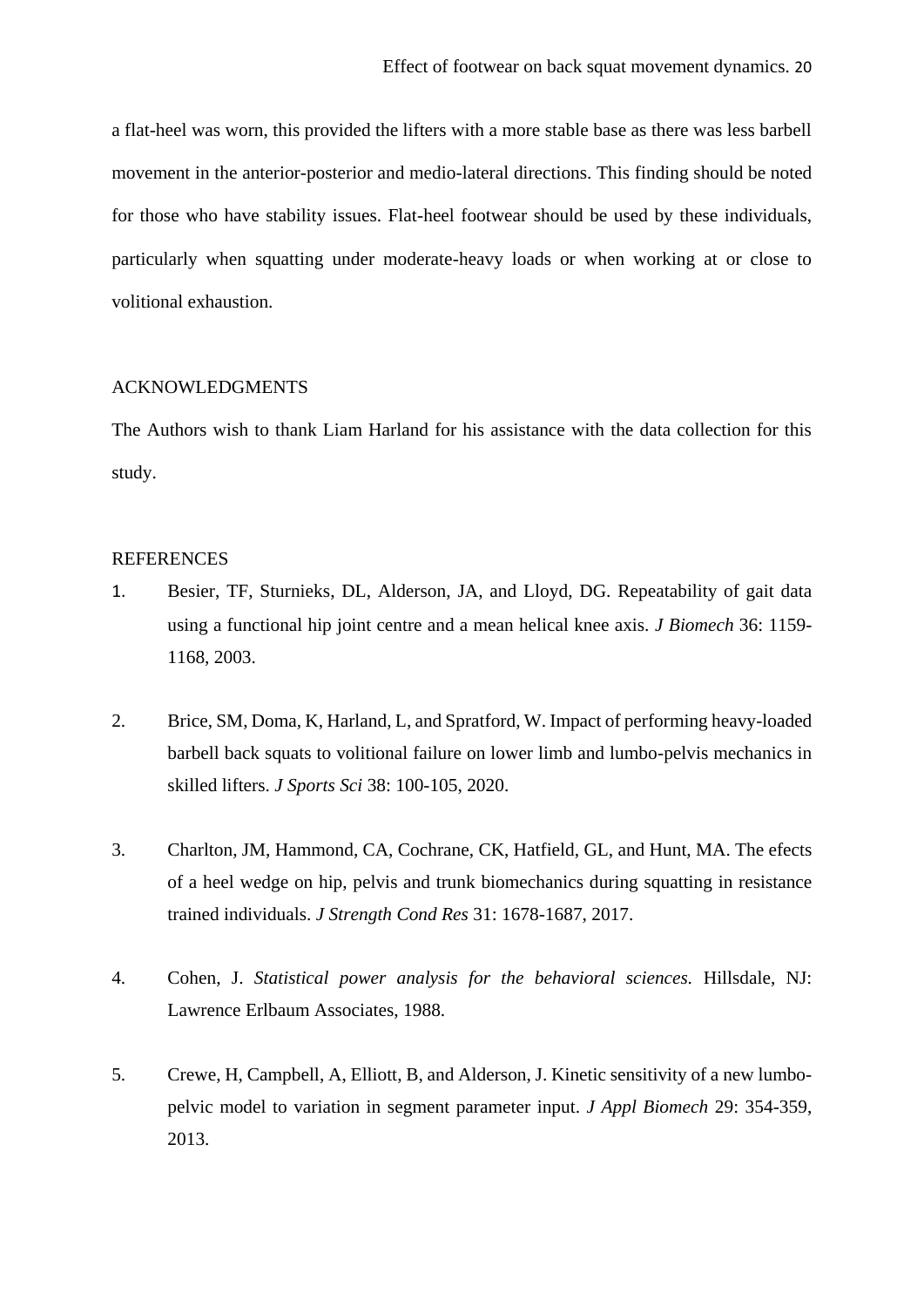a flat-heel was worn, this provided the lifters with a more stable base as there was less barbell movement in the anterior-posterior and medio-lateral directions. This finding should be noted for those who have stability issues. Flat-heel footwear should be used by these individuals, particularly when squatting under moderate-heavy loads or when working at or close to volitional exhaustion.

## ACKNOWLEDGMENTS

The Authors wish to thank Liam Harland for his assistance with the data collection for this study.

## REFERENCES

1. Besier, TF, Sturnieks, DL, Alderson, JA, and Lloyd, DG. Repeatability of gait data using a functional hip joint centre and a mean helical knee axis. *J Biomech* 36: 1159-1168, 2003.

2. Brice, SM, Doma, K, Harland, L, and Spratford, W. Impact of performing heavy-loaded barbell back squats to volitional failure on lower limb and lumbo-pelvis mechanics in skilled lifters. *J Sports Sci* 38: 100-105, 2020.

3. Charlton, JM, Hammond, CA, Cochrane, CK, Hatfield, GL, and Hunt, MA. The efects of a heel wedge on hip, pelvis and trunk biomechanics during squatting in resistance trained individuals. *J Strength Cond Res* 31: 1678-1687, 2017.

4. Cohen, J. *Statistical power analysis for the behavioral sciences.* Hillsdale, NJ: Lawrence Erlbaum Associates, 1988.

5. Crewe, H, Campbell, A, Elliott, B, and Alderson, J. Kinetic sensitivity of a new lumbo-pelvic model to variation in segment parameter input. *J Appl Biomech* 29: 354-359, 2013.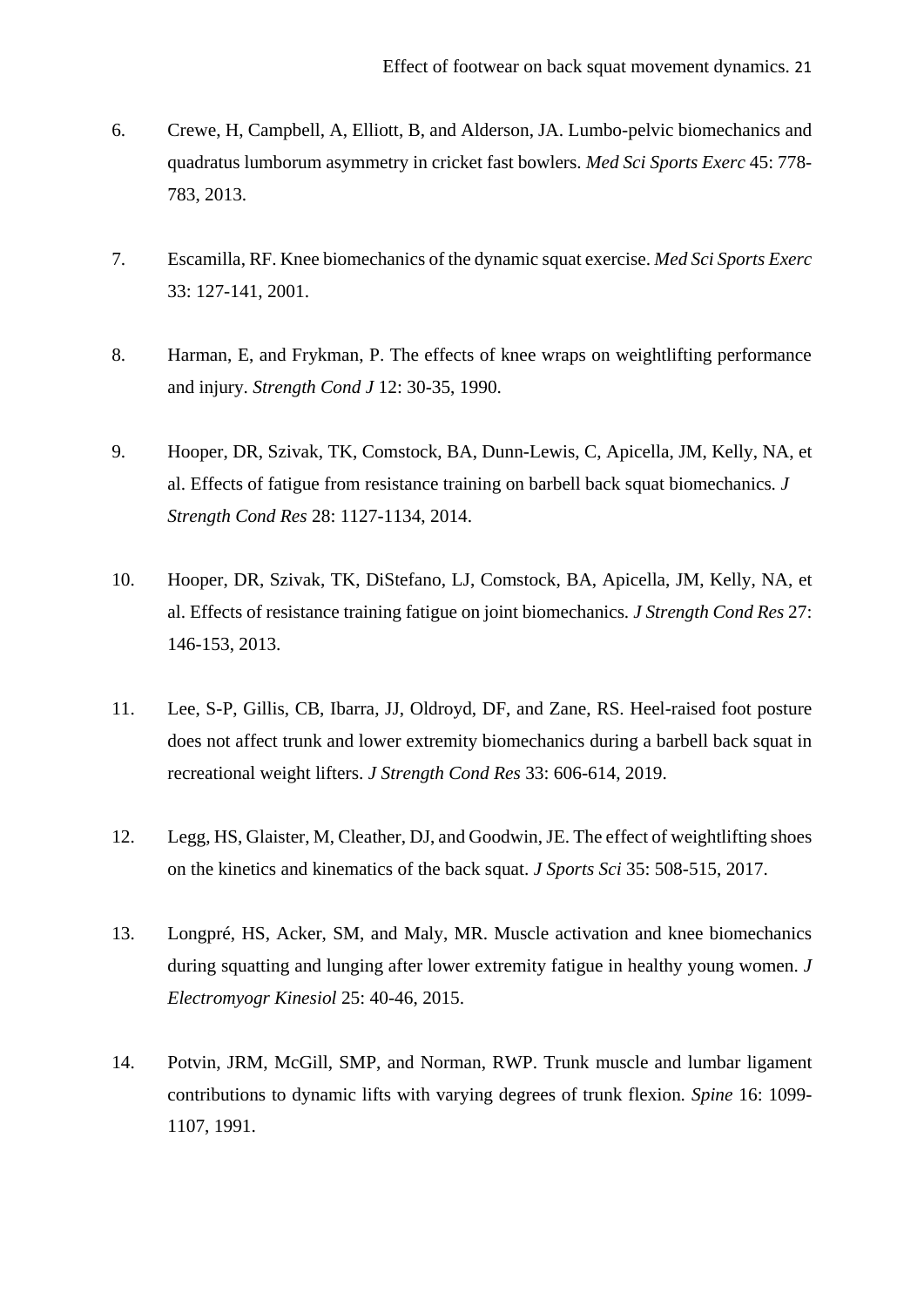6. Crewe, H, Campbell, A, Elliott, B, and Alderson, JA. Lumbo-pelvic biomechanics and quadratus lumborum asymmetry in cricket fast bowlers. *Med Sci Sports Exerc* 45: 778-783, 2013.

7. Escamilla, RF. Knee biomechanics of the dynamic squat exercise. *Med Sci Sports Exerc* 33: 127-141, 2001.

8. Harman, E, and Frykman, P. The effects of knee wraps on weightlifting performance and injury. *Strength Cond J* 12: 30-35, 1990.

9. Hooper, DR, Szivak, TK, Comstock, BA, Dunn-Lewis, C, Apicella, JM, Kelly, NA, et al. Effects of fatigue from resistance training on barbell back squat biomechanics. *J Strength Cond Res* 28: 1127-1134, 2014.

10. Hooper, DR, Szivak, TK, DiStefano, LJ, Comstock, BA, Apicella, JM, Kelly, NA, et al. Effects of resistance training fatigue on joint biomechanics. *J Strength Cond Res* 27: 146-153, 2013.

11. Lee, S-P, Gillis, CB, Ibarra, JJ, Oldroyd, DF, and Zane, RS. Heel-raised foot posture does not affect trunk and lower extremity biomechanics during a barbell back squat in recreational weight lifters. *J Strength Cond Res* 33: 606-614, 2019.

12. Legg, HS, Glaister, M, Cleather, DJ, and Goodwin, JE. The effect of weightlifting shoes on the kinetics and kinematics of the back squat. *J Sports Sci* 35: 508-515, 2017.

13. Longpré, HS, Acker, SM, and Maly, MR. Muscle activation and knee biomechanics during squatting and lunging after lower extremity fatigue in healthy young women. *J Electromyogr Kinesiol* 25: 40-46, 2015.

14. Potvin, JRM, McGill, SMP, and Norman, RWP. Trunk muscle and lumbar ligament contributions to dynamic lifts with varying degrees of trunk flexion. *Spine* 16: 1099-1107, 1991.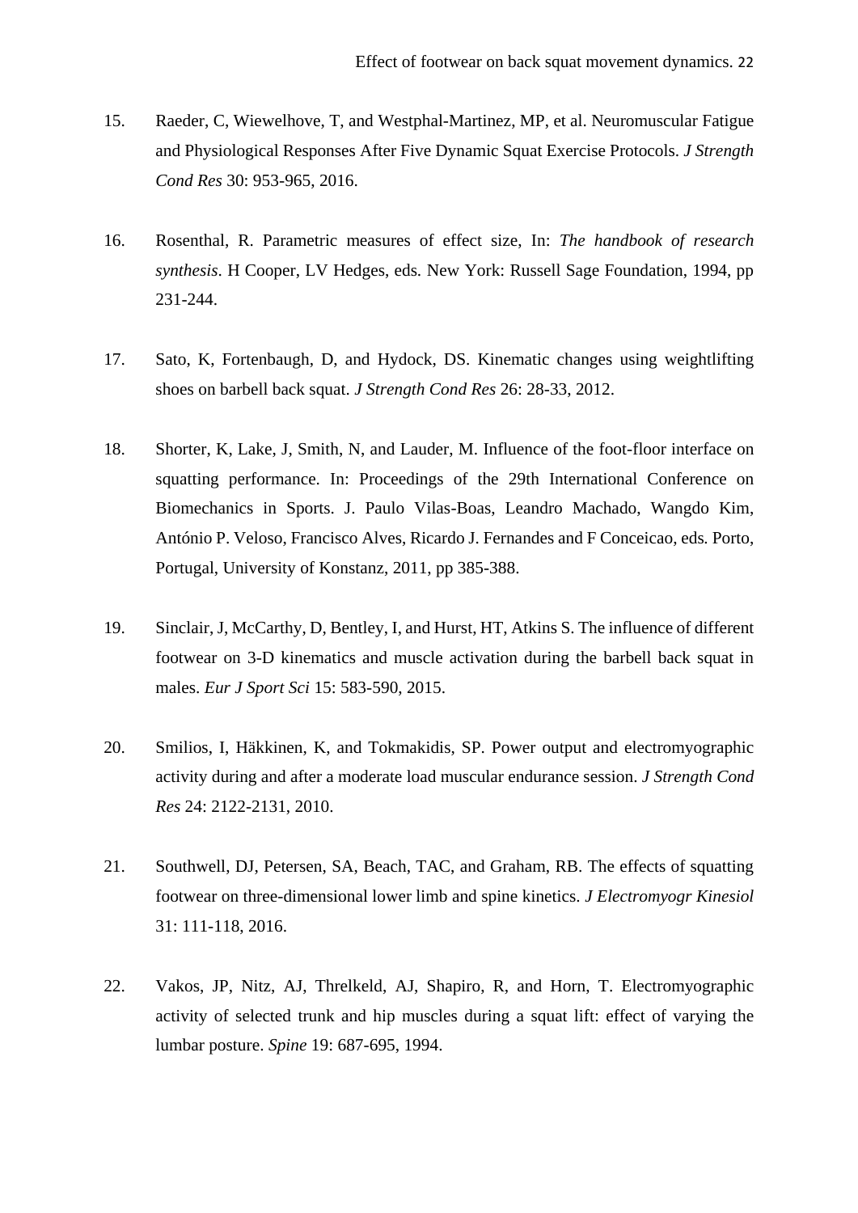15. Raeder, C, Wiewelhove, T, and Westphal-Martinez, MP, et al. Neuromuscular Fatigue and Physiological Responses After Five Dynamic Squat Exercise Protocols. *J Strength Cond Res* 30: 953-965, 2016.

16. Rosenthal, R. Parametric measures of effect size, In: *The handbook of research synthesis*. H Cooper, LV Hedges, eds. New York: Russell Sage Foundation, 1994, pp 231-244.

17. Sato, K, Fortenbaugh, D, and Hydock, DS. Kinematic changes using weightlifting shoes on barbell back squat. *J Strength Cond Res* 26: 28-33, 2012.

18. Shorter, K, Lake, J, Smith, N, and Lauder, M. Influence of the foot-floor interface on squatting performance. In: Proceedings of the 29th International Conference on Biomechanics in Sports. J. Paulo Vilas-Boas, Leandro Machado, Wangdo Kim, António P. Veloso, Francisco Alves, Ricardo J. Fernandes and F Conceicao, eds. Porto, Portugal, University of Konstanz, 2011, pp 385-388.

19. Sinclair, J, McCarthy, D, Bentley, I, and Hurst, HT, Atkins S. The influence of different footwear on 3-D kinematics and muscle activation during the barbell back squat in males. *Eur J Sport Sci* 15: 583-590, 2015.

20. Smilios, I, Häkkinen, K, and Tokmakidis, SP. Power output and electromyographic activity during and after a moderate load muscular endurance session. *J Strength Cond Res* 24: 2122-2131, 2010.

21. Southwell, DJ, Petersen, SA, Beach, TAC, and Graham, RB. The effects of squatting footwear on three-dimensional lower limb and spine kinetics. *J Electromyogr Kinesiol* 31: 111-118, 2016.

22. Vakos, JP, Nitz, AJ, Threlkeld, AJ, Shapiro, R, and Horn, T. Electromyographic activity of selected trunk and hip muscles during a squat lift: effect of varying the lumbar posture. *Spine* 19: 687-695, 1994.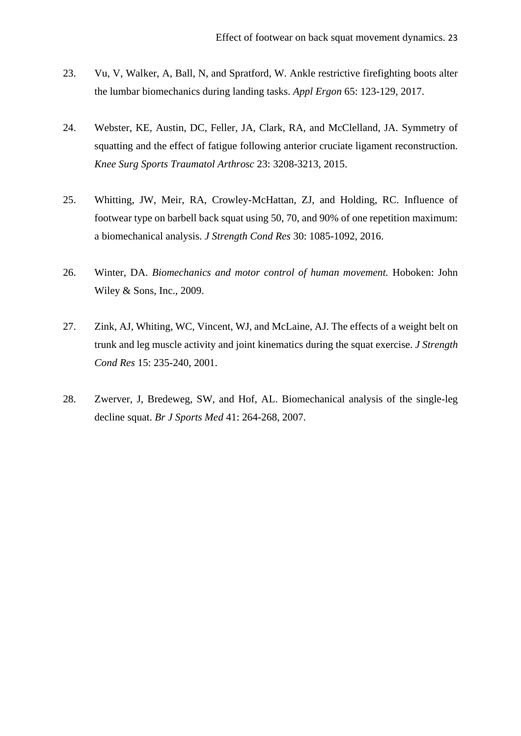23. Vu, V, Walker, A, Ball, N, and Spratford, W. Ankle restrictive firefighting boots alter the lumbar biomechanics during landing tasks. *Appl Ergon* 65: 123-129, 2017.

24. Webster, KE, Austin, DC, Feller, JA, Clark, RA, and McClelland, JA. Symmetry of squatting and the effect of fatigue following anterior cruciate ligament reconstruction. *Knee Surg Sports Traumatol Arthrosc* 23: 3208-3213, 2015.

25. Whitting, JW, Meir, RA, Crowley-McHattan, ZJ, and Holding, RC. Influence of footwear type on barbell back squat using 50, 70, and 90% of one repetition maximum: a biomechanical analysis. *J Strength Cond Res* 30: 1085-1092, 2016.

26. Winter, DA. *Biomechanics and motor control of human movement.* Hoboken: John Wiley & Sons, Inc., 2009.

27. Zink, AJ, Whiting, WC, Vincent, WJ, and McLaine, AJ. The effects of a weight belt on trunk and leg muscle activity and joint kinematics during the squat exercise. *J Strength Cond Res* 15: 235-240, 2001.

28. Zwerver, J, Bredeweg, SW, and Hof, AL. Biomechanical analysis of the single-leg decline squat. *Br J Sports Med* 41: 264-268, 2007.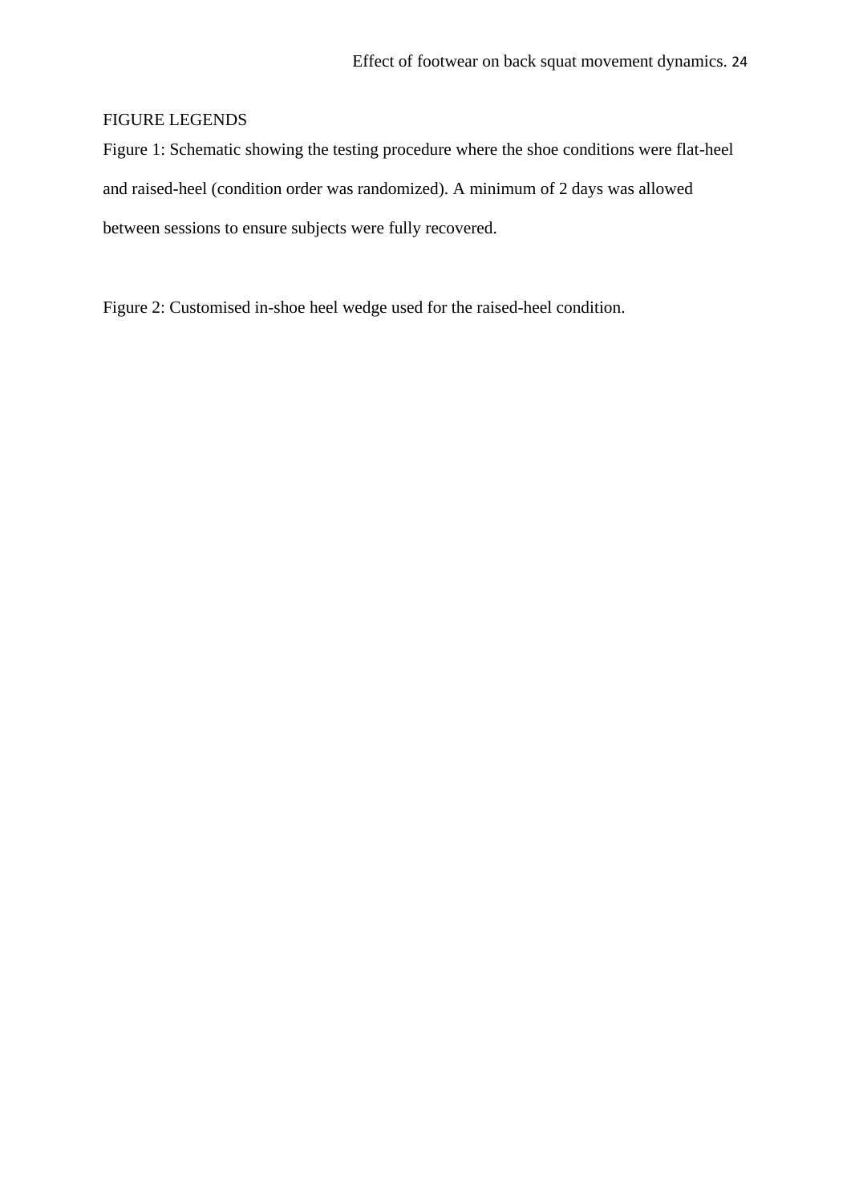FIGURE LEGENDS

Figure 1: Schematic showing the testing procedure where the shoe conditions were flat-heel and raised-heel (condition order was randomized). A minimum of 2 days was allowed between sessions to ensure subjects were fully recovered.

Figure 2: Customised in-shoe heel wedge used for the raised-heel condition.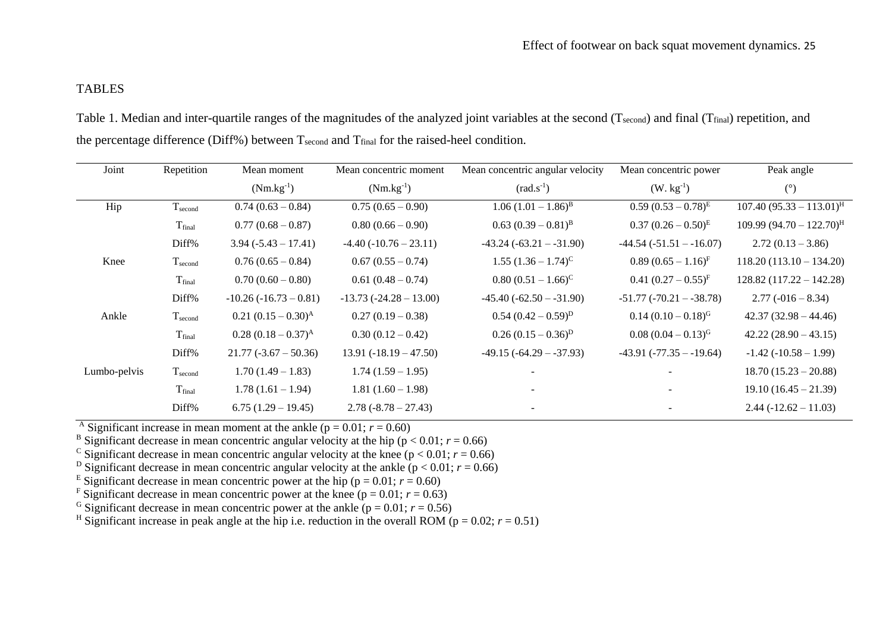## TABLES

Table 1. Median and inter-quartile ranges of the magnitudes of the analyzed joint variables at the second ($T_{second}$) and final ($T_{final}$) repetition, and the percentage difference (Diff%) between $T_{second}$ and $T_{final}$ for the raised-heel condition.

| Joint | Repetition | Mean moment ($Nm.kg^{-1}$) | Mean concentric moment ($Nm.kg^{-1}$) | Mean concentric angular velocity ($rad.s^{-1}$) | Mean concentric power ($W. kg^{-1}$) | Peak angle (°) |
|---|---|---|---|---|---|---|
| Hip | $T_{second}$ | 0.74 (0.63 – 0.84) | 0.75 (0.65 – 0.90) | 1.06 (1.01 – 1.86)[B] | 0.59 (0.53 – 0.78)[E] | 107.40 (95.33 – 113.01)[H] |
| | $T_{final}$ | 0.77 (0.68 – 0.87) | 0.80 (0.66 – 0.90) | 0.63 (0.39 – 0.81)[B] | 0.37 (0.26 – 0.50)[E] | 109.99 (94.70 – 122.70)[H] |
| | Diff% | 3.94 (-5.43 – 17.41) | -4.40 (-10.76 – 23.11) | -43.24 (-63.21 – -31.90) | -44.54 (-51.51 – -16.07) | 2.72 (0.13 – 3.86) |
| Knee | $T_{second}$ | 0.76 (0.65 – 0.84) | 0.67 (0.55 – 0.74) | 1.55 (1.36 – 1.74)[C] | 0.89 (0.65 – 1.16)[F] | 118.20 (113.10 – 134.20) |
| | $T_{final}$ | 0.70 (0.60 – 0.80) | 0.61 (0.48 – 0.74) | 0.80 (0.51 – 1.66)[C] | 0.41 (0.27 – 0.55)[F] | 128.82 (117.22 – 142.28) |
| | Diff% | -10.26 (-16.73 – 0.81) | -13.73 (-24.28 – 13.00) | -45.40 (-62.50 – -31.90) | -51.77 (-70.21 – -38.78) | 2.77 (-016 – 8.34) |
| Ankle | $T_{second}$ | 0.21 (0.15 – 0.30)[A] | 0.27 (0.19 – 0.38) | 0.54 (0.42 – 0.59)[D] | 0.14 (0.10 – 0.18)[G] | 42.37 (32.98 – 44.46) |
| | $T_{final}$ | 0.28 (0.18 – 0.37)[A] | 0.30 (0.12 – 0.42) | 0.26 (0.15 – 0.36)[D] | 0.08 (0.04 – 0.13)[G] | 42.22 (28.90 – 43.15) |
| | Diff% | 21.77 (-3.67 – 50.36) | 13.91 (-18.19 – 47.50) | -49.15 (-64.29 – -37.93) | -43.91 (-77.35 – -19.64) | -1.42 (-10.58 – 1.99) |
| Lumbo-pelvis | $T_{second}$ | 1.70 (1.49 – 1.83) | 1.74 (1.59 – 1.95) | - | - | 18.70 (15.23 – 20.88) |
| | $T_{final}$ | 1.78 (1.61 – 1.94) | 1.81 (1.60 – 1.98) | - | - | 19.10 (16.45 – 21.39) |
| | Diff% | 6.75 (1.29 – 19.45) | 2.78 (-8.78 – 27.43) | - | - | 2.44 (-12.62 – 11.03) |

[A] Significant increase in mean moment at the ankle ($p = 0.01$; $r = 0.60$)
[B] Significant decrease in mean concentric angular velocity at the hip ($p < 0.01$; $r = 0.66$)
[C] Significant decrease in mean concentric angular velocity at the knee ($p < 0.01$; $r = 0.66$)
[D] Significant decrease in mean concentric angular velocity at the ankle ($p < 0.01$; $r = 0.66$)
[E] Significant decrease in mean concentric power at the hip ($p = 0.01$; $r = 0.60$)
[F] Significant decrease in mean concentric power at the knee ($p = 0.01$; $r = 0.63$)
[G] Significant decrease in mean concentric power at the ankle ($p = 0.01$; $r = 0.56$)
[H] Significant increase in peak angle at the hip i.e. reduction in the overall ROM ($p = 0.02$; $r = 0.51$)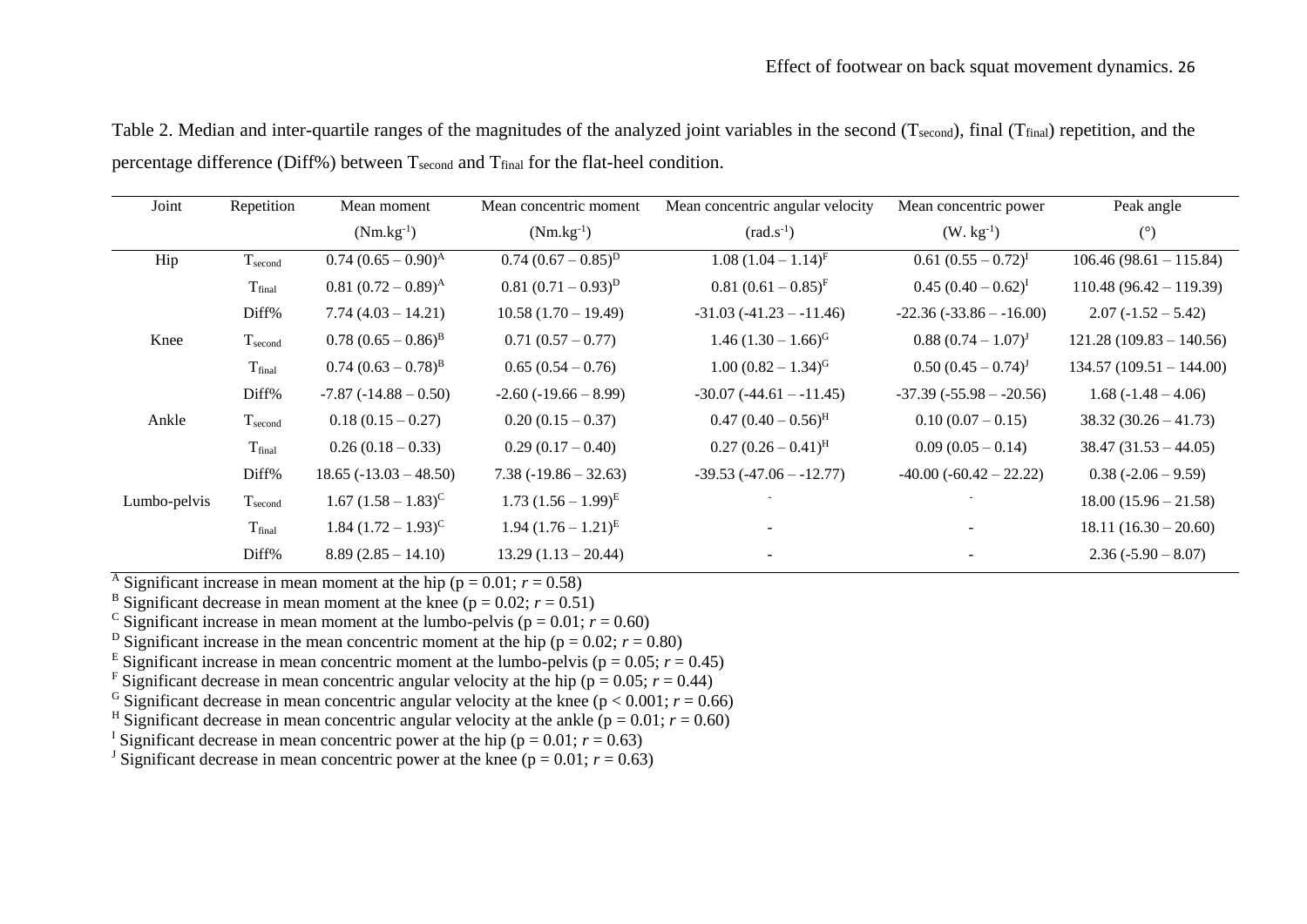Table 2. Median and inter-quartile ranges of the magnitudes of the analyzed joint variables in the second ($T_{second}$), final ($T_{final}$) repetition, and the percentage difference (Diff%) between $T_{second}$ and $T_{final}$ for the flat-heel condition.

| Joint | Repetition | Mean moment (Nm.kg$^{-1}$) | Mean concentric moment (Nm.kg$^{-1}$) | Mean concentric angular velocity (rad.s$^{-1}$) | Mean concentric power (W. kg$^{-1}$) | Peak angle (°) |
|---|---|---|---|---|---|---|
| Hip | $T_{second}$ | 0.74 (0.65 – 0.90)$^{A}$ | 0.74 (0.67 – 0.85)$^{D}$ | 1.08 (1.04 – 1.14)$^{F}$ | 0.61 (0.55 – 0.72)$^{I}$ | 106.46 (98.61 – 115.84) |
| | $T_{final}$ | 0.81 (0.72 – 0.89)$^{A}$ | 0.81 (0.71 – 0.93)$^{D}$ | 0.81 (0.61 – 0.85)$^{F}$ | 0.45 (0.40 – 0.62)$^{I}$ | 110.48 (96.42 – 119.39) |
| | Diff% | 7.74 (4.03 – 14.21) | 10.58 (1.70 – 19.49) | -31.03 (-41.23 – -11.46) | -22.36 (-33.86 – -16.00) | 2.07 (-1.52 – 5.42) |
| Knee | $T_{second}$ | 0.78 (0.65 – 0.86)$^{B}$ | 0.71 (0.57 – 0.77) | 1.46 (1.30 – 1.66)$^{G}$ | 0.88 (0.74 – 1.07)$^{J}$ | 121.28 (109.83 – 140.56) |
| | $T_{final}$ | 0.74 (0.63 – 0.78)$^{B}$ | 0.65 (0.54 – 0.76) | 1.00 (0.82 – 1.34)$^{G}$ | 0.50 (0.45 – 0.74)$^{J}$ | 134.57 (109.51 – 144.00) |
| | Diff% | -7.87 (-14.88 – 0.50) | -2.60 (-19.66 – 8.99) | -30.07 (-44.61 – -11.45) | -37.39 (-55.98 – -20.56) | 1.68 (-1.48 – 4.06) |
| Ankle | $T_{second}$ | 0.18 (0.15 – 0.27) | 0.20 (0.15 – 0.37) | 0.47 (0.40 – 0.56)$^{H}$ | 0.10 (0.07 – 0.15) | 38.32 (30.26 – 41.73) |
| | $T_{final}$ | 0.26 (0.18 – 0.33) | 0.29 (0.17 – 0.40) | 0.27 (0.26 – 0.41)$^{H}$ | 0.09 (0.05 – 0.14) | 38.47 (31.53 – 44.05) |
| | Diff% | 18.65 (-13.03 – 48.50) | 7.38 (-19.86 – 32.63) | -39.53 (-47.06 – -12.77) | -40.00 (-60.42 – 22.22) | 0.38 (-2.06 – 9.59) |
| Lumbo-pelvis | $T_{second}$ | 1.67 (1.58 – 1.83)$^{C}$ | 1.73 (1.56 – 1.99)$^{E}$ | - | - | 18.00 (15.96 – 21.58) |
| | $T_{final}$ | 1.84 (1.72 – 1.93)$^{C}$ | 1.94 (1.76 – 1.21)$^{E}$ | - | - | 18.11 (16.30 – 20.60) |
| | Diff% | 8.89 (2.85 – 14.10) | 13.29 (1.13 – 20.44) | - | - | 2.36 (-5.90 – 8.07) |

[A] Significant increase in mean moment at the hip ($p = 0.01$; $r = 0.58$)
[B] Significant decrease in mean moment at the knee ($p = 0.02$; $r = 0.51$)
[C] Significant increase in mean moment at the lumbo-pelvis ($p = 0.01$; $r = 0.60$)
[D] Significant increase in the mean concentric moment at the hip ($p = 0.02$; $r = 0.80$)
[E] Significant increase in mean concentric moment at the lumbo-pelvis ($p = 0.05$; $r = 0.45$)
[F] Significant decrease in mean concentric angular velocity at the hip ($p = 0.05$; $r = 0.44$)
[G] Significant decrease in mean concentric angular velocity at the knee ($p < 0.001$; $r = 0.66$)
[H] Significant decrease in mean concentric angular velocity at the ankle ($p = 0.01$; $r = 0.60$)
[I] Significant decrease in mean concentric power at the hip ($p = 0.01$; $r = 0.63$)
[J] Significant decrease in mean concentric power at the knee ($p = 0.01$; $r = 0.63$)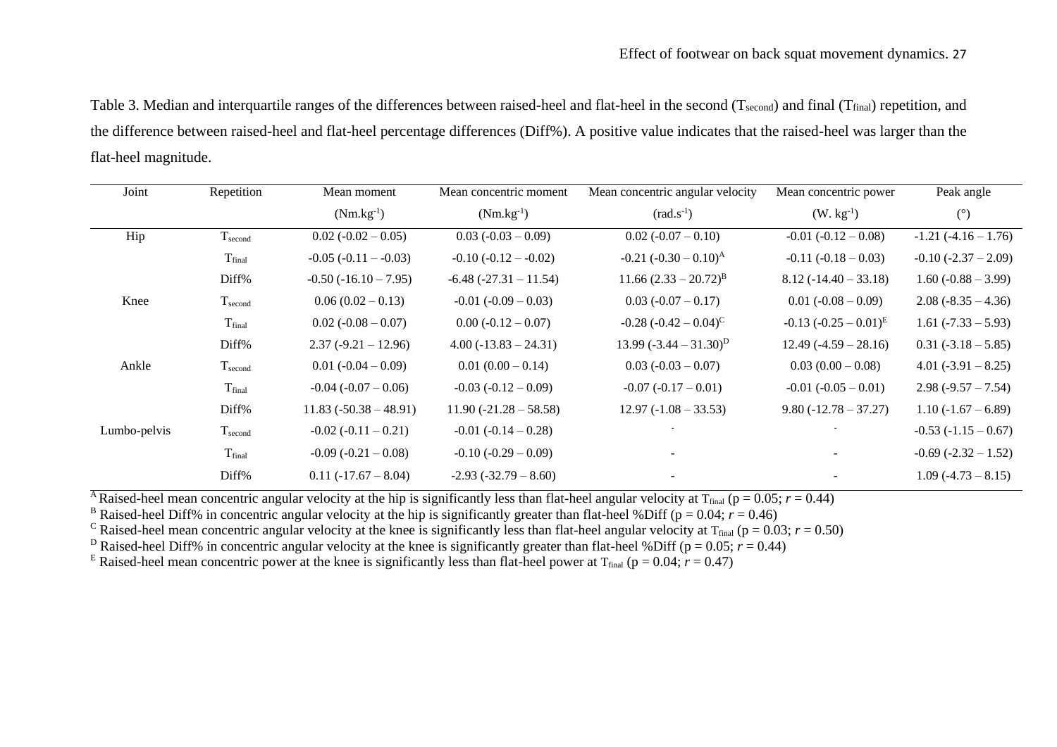Table 3. Median and interquartile ranges of the differences between raised-heel and flat-heel in the second ($T_{second}$) and final ($T_{final}$) repetition, and the difference between raised-heel and flat-heel percentage differences (Diff%). A positive value indicates that the raised-heel was larger than the flat-heel magnitude.

| Joint | Repetition | Mean moment ($Nm.kg^{-1}$) | Mean concentric moment ($Nm.kg^{-1}$) | Mean concentric angular velocity ($rad.s^{-1}$) | Mean concentric power ($W. kg^{-1}$) | Peak angle (°) |
|---|---|---|---|---|---|---|
| Hip | $T_{second}$ | 0.02 (-0.02 – 0.05) | 0.03 (-0.03 – 0.09) | 0.02 (-0.07 – 0.10) | -0.01 (-0.12 – 0.08) | -1.21 (-4.16 – 1.76) |
| | $T_{final}$ | -0.05 (-0.11 – -0.03) | -0.10 (-0.12 – -0.02) | -0.21 (-0.30 – 0.10)[A] | -0.11 (-0.18 – 0.03) | -0.10 (-2.37 – 2.09) |
| | Diff% | -0.50 (-16.10 – 7.95) | -6.48 (-27.31 – 11.54) | 11.66 (2.33 – 20.72)[B] | 8.12 (-14.40 – 33.18) | 1.60 (-0.88 – 3.99) |
| Knee | $T_{second}$ | 0.06 (0.02 – 0.13) | -0.01 (-0.09 – 0.03) | 0.03 (-0.07 – 0.17) | 0.01 (-0.08 – 0.09) | 2.08 (-8.35 – 4.36) |
| | $T_{final}$ | 0.02 (-0.08 – 0.07) | 0.00 (-0.12 – 0.07) | -0.28 (-0.42 – 0.04)[C] | -0.13 (-0.25 – 0.01)[E] | 1.61 (-7.33 – 5.93) |
| | Diff% | 2.37 (-9.21 – 12.96) | 4.00 (-13.83 – 24.31) | 13.99 (-3.44 – 31.30)[D] | 12.49 (-4.59 – 28.16) | 0.31 (-3.18 – 5.85) |
| Ankle | $T_{second}$ | 0.01 (-0.04 – 0.09) | 0.01 (0.00 – 0.14) | 0.03 (-0.03 – 0.07) | 0.03 (0.00 – 0.08) | 4.01 (-3.91 – 8.25) |
| | $T_{final}$ | -0.04 (-0.07 – 0.06) | -0.03 (-0.12 – 0.09) | -0.07 (-0.17 – 0.01) | -0.01 (-0.05 – 0.01) | 2.98 (-9.57 – 7.54) |
| | Diff% | 11.83 (-50.38 – 48.91) | 11.90 (-21.28 – 58.58) | 12.97 (-1.08 – 33.53) | 9.80 (-12.78 – 37.27) | 1.10 (-1.67 – 6.89) |
| Lumbo-pelvis | $T_{second}$ | -0.02 (-0.11 – 0.21) | -0.01 (-0.14 – 0.28) | - | - | -0.53 (-1.15 – 0.67) |
| | $T_{final}$ | -0.09 (-0.21 – 0.08) | -0.10 (-0.29 – 0.09) | - | - | -0.69 (-2.32 – 1.52) |
| | Diff% | 0.11 (-17.67 – 8.04) | -2.93 (-32.79 – 8.60) | - | - | 1.09 (-4.73 – 8.15) |

[A] Raised-heel mean concentric angular velocity at the hip is significantly less than flat-heel angular velocity at $T_{final}$ ($p = 0.05$; $r = 0.44$)
[B] Raised-heel Diff% in concentric angular velocity at the hip is significantly greater than flat-heel %Diff ($p = 0.04$; $r = 0.46$)
[C] Raised-heel mean concentric angular velocity at the knee is significantly less than flat-heel angular velocity at $T_{final}$ ($p = 0.03$; $r = 0.50$)
[D] Raised-heel Diff% in concentric angular velocity at the knee is significantly greater than flat-heel %Diff ($p = 0.05$; $r = 0.44$)
[E] Raised-heel mean concentric power at the knee is significantly less than flat-heel power at $T_{final}$ ($p = 0.04$; $r = 0.47$)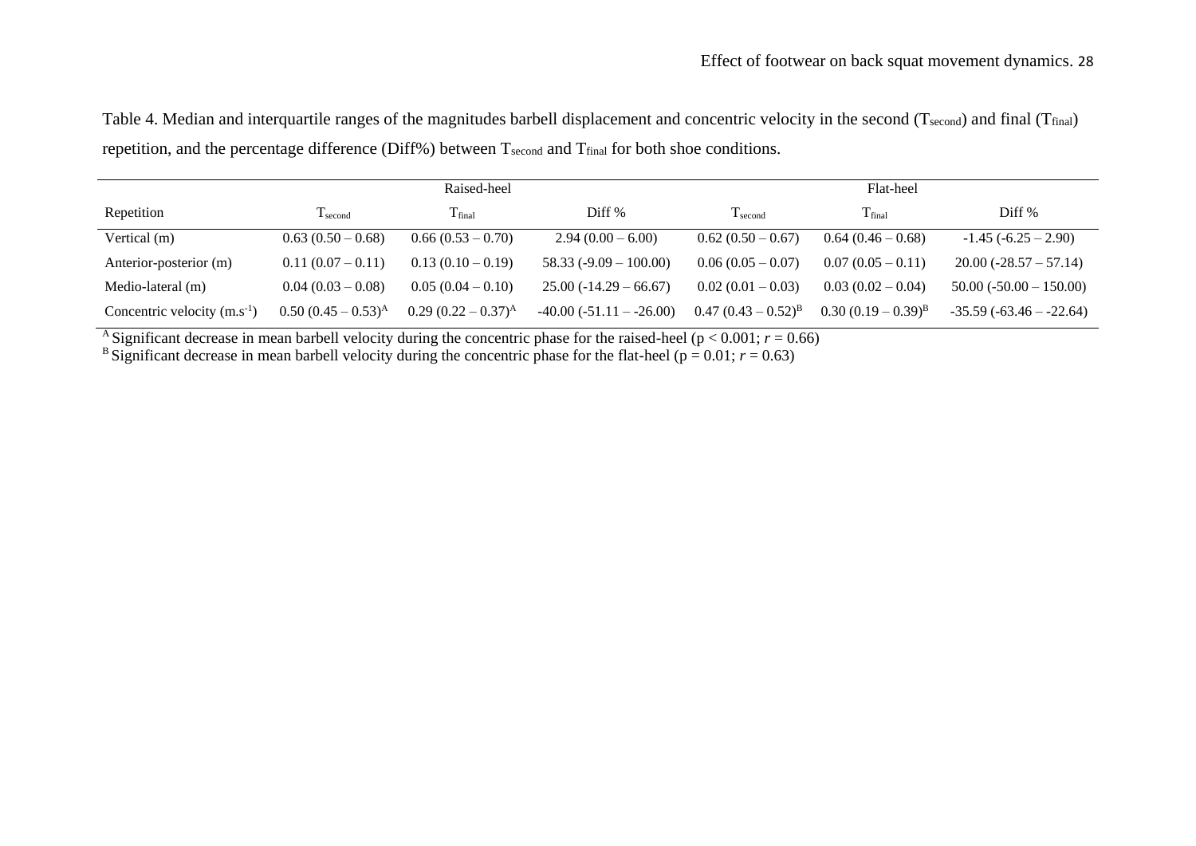Table 4. Median and interquartile ranges of the magnitudes barbell displacement and concentric velocity in the second ($T_{second}$) and final ($T_{final}$) repetition, and the percentage difference (Diff%) between $T_{second}$ and $T_{final}$ for both shoe conditions.

| | Raised-heel | | | Flat-heel | | |
|---|---|---|---|---|---|---|
| Repetition | $T_{second}$ | $T_{final}$ | Diff % | $T_{second}$ | $T_{final}$ | Diff % |
| Vertical (m) | 0.63 (0.50 – 0.68) | 0.66 (0.53 – 0.70) | 2.94 (0.00 – 6.00) | 0.62 (0.50 – 0.67) | 0.64 (0.46 – 0.68) | -1.45 (-6.25 – 2.90) |
| Anterior-posterior (m) | 0.11 (0.07 – 0.11) | 0.13 (0.10 – 0.19) | 58.33 (-9.09 – 100.00) | 0.06 (0.05 – 0.07) | 0.07 (0.05 – 0.11) | 20.00 (-28.57 – 57.14) |
| Medio-lateral (m) | 0.04 (0.03 – 0.08) | 0.05 (0.04 – 0.10) | 25.00 (-14.29 – 66.67) | 0.02 (0.01 – 0.03) | 0.03 (0.02 – 0.04) | 50.00 (-50.00 – 150.00) |
| Concentric velocity ($m.s^{-1}$) | 0.50 (0.45 – 0.53)[A] | 0.29 (0.22 – 0.37)[A] | -40.00 (-51.11 – -26.00) | 0.47 (0.43 – 0.52)[B] | 0.30 (0.19 – 0.39)[B] | -35.59 (-63.46 – -22.64) |

[A] Significant decrease in mean barbell velocity during the concentric phase for the raised-heel ($p < 0.001$; $r = 0.66$)
[B] Significant decrease in mean barbell velocity during the concentric phase for the flat-heel ($p = 0.01$; $r = 0.63$)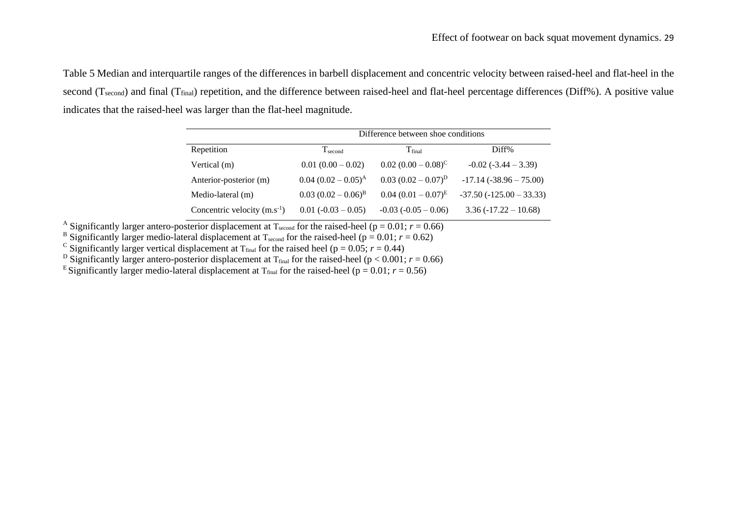Table 5 Median and interquartile ranges of the differences in barbell displacement and concentric velocity between raised-heel and flat-heel in the second ($T_{second}$) and final ($T_{final}$) repetition, and the difference between raised-heel and flat-heel percentage differences (Diff%). A positive value indicates that the raised-heel was larger than the flat-heel magnitude.

| | Difference between shoe conditions | | |
|---|---|---|---|
| Repetition | $T_{second}$ | $T_{final}$ | Diff% |
| Vertical (m) | 0.01 (0.00 – 0.02) | 0.02 (0.00 – 0.08)[C] | -0.02 (-3.44 – 3.39) |
| Anterior-posterior (m) | 0.04 (0.02 – 0.05)[A] | 0.03 (0.02 – 0.07)[D] | -17.14 (-38.96 – 75.00) |
| Medio-lateral (m) | 0.03 (0.02 – 0.06)[B] | 0.04 (0.01 – 0.07)[E] | -37.50 (-125.00 – 33.33) |
| Concentric velocity ($m.s^{-1}$) | 0.01 (-0.03 – 0.05) | -0.03 (-0.05 – 0.06) | 3.36 (-17.22 – 10.68) |

[A] Significantly larger antero-posterior displacement at $T_{second}$ for the raised-heel ($p = 0.01$; $r = 0.66$)
[B] Significantly larger medio-lateral displacement at $T_{second}$ for the raised-heel ($p = 0.01$; $r = 0.62$)
[C] Significantly larger vertical displacement at $T_{final}$ for the raised heel ($p = 0.05$; $r = 0.44$)
[D] Significantly larger antero-posterior displacement at $T_{final}$ for the raised-heel ($p < 0.001$; $r = 0.66$)
[E] Significantly larger medio-lateral displacement at $T_{final}$ for the raised-heel ($p = 0.01$; $r = 0.56$)